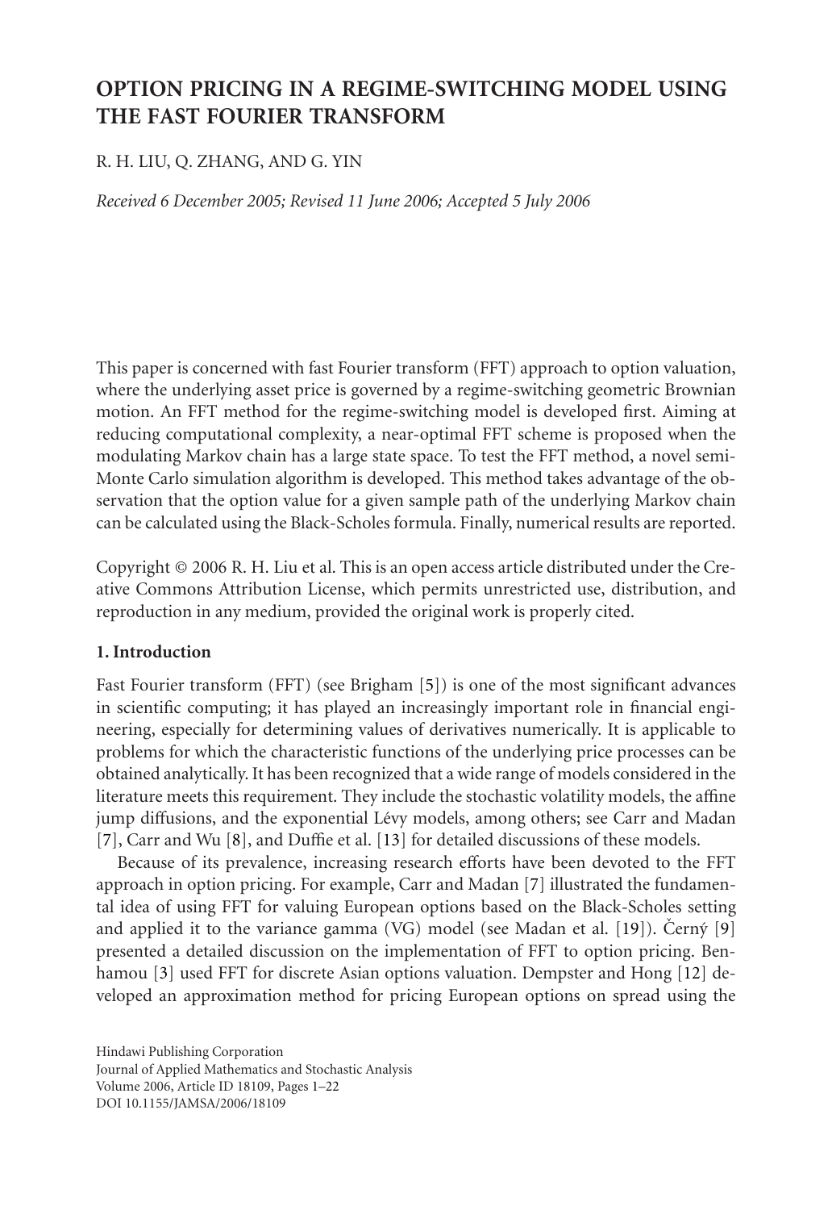# OPTION PRICING IN A REGIME-SWITCHING MODEL USING THE FAST FOURIER TRANSFORM

R. H. LIU, Q. ZHANG, AND G. YIN

*Received 6 December 2005; Revised 11 June 2006; Accepted 5 July 2006*

This paper is concerned with fast Fourier transform (FFT) approach to option valuation, where the underlying asset price is governed by a regime-switching geometric Brownian motion. An FFT method for the regime-switching model is developed first. Aiming at reducing computational complexity, a near-optimal FFT scheme is proposed when the modulating Markov chain has a large state space. To test the FFT method, a novel semi-Monte Carlo simulation algorithm is developed. This method takes advantage of the observation that the option value for a given sample path of the underlying Markov chain can be calculated using the Black-Scholes formula. Finally, numerical results are reported.

Copyright © 2006 R. H. Liu et al. This is an open access article distributed under the Creative Commons Attribution License, which permits unrestricted use, distribution, and reproduction in any medium, provided the original work is properly cited.

## 1. Introduction

Fast Fourier transform (FFT) (see Brigham [5]) is one of the most significant advances in scientific computing; it has played an increasingly important role in financial engineering, especially for determining values of derivatives numerically. It is applicable to problems for which the characteristic functions of the underlying price processes can be obtained analytically. It has been recognized that a wide range of models considered in the literature meets this requirement. They include the stochastic volatility models, the affine jump diffusions, and the exponential Lévy models, among others; see Carr and Madan [7], Carr and Wu [8], and Duffie et al. [13] for detailed discussions of these models.

Because of its prevalence, increasing research efforts have been devoted to the FFT approach in option pricing. For example, Carr and Madan [7] illustrated the fundamental idea of using FFT for valuing European options based on the Black-Scholes setting and applied it to the variance gamma (VG) model (see Madan et al. [19]). Černý [9] presented a detailed discussion on the implementation of FFT to option pricing. Benhamou [3] used FFT for discrete Asian options valuation. Dempster and Hong [12] developed an approximation method for pricing European options on spread using the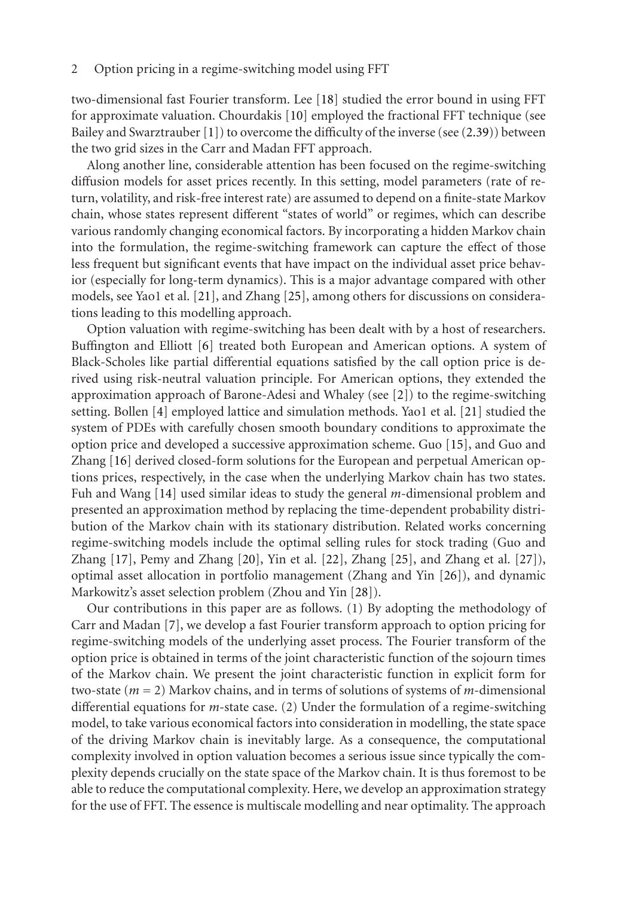two-dimensional fast Fourier transform. Lee [18] studied the error bound in using FFT for approximate valuation. Chourdakis [10] employed the fractional FFT technique (see Bailey and Swarztrauber [1]) to overcome the difficulty of the inverse (see (2.39)) between the two grid sizes in the Carr and Madan FFT approach.

Along another line, considerable attention has been focused on the regime-switching diffusion models for asset prices recently. In this setting, model parameters (rate of return, volatility, and risk-free interest rate) are assumed to depend on a finite-state Markov chain, whose states represent different "states of world" or regimes, which can describe various randomly changing economical factors. By incorporating a hidden Markov chain into the formulation, the regime-switching framework can capture the effect of those less frequent but significant events that have impact on the individual asset price behavior (especially for long-term dynamics). This is a major advantage compared with other models, see Yao1 et al. [21], and Zhang [25], among others for discussions on considerations leading to this modelling approach.

Option valuation with regime-switching has been dealt with by a host of researchers. Buffington and Elliott [6] treated both European and American options. A system of Black-Scholes like partial differential equations satisfied by the call option price is derived using risk-neutral valuation principle. For American options, they extended the approximation approach of Barone-Adesi and Whaley (see [2]) to the regime-switching setting. Bollen [4] employed lattice and simulation methods. Yao1 et al. [21] studied the system of PDEs with carefully chosen smooth boundary conditions to approximate the option price and developed a successive approximation scheme. Guo [15], and Guo and Zhang [16] derived closed-form solutions for the European and perpetual American options prices, respectively, in the case when the underlying Markov chain has two states. Fuh and Wang [14] used similar ideas to study the general $m$-dimensional problem and presented an approximation method by replacing the time-dependent probability distribution of the Markov chain with its stationary distribution. Related works concerning regime-switching models include the optimal selling rules for stock trading (Guo and Zhang [17], Pemy and Zhang [20], Yin et al. [22], Zhang [25], and Zhang et al. [27]), optimal asset allocation in portfolio management (Zhang and Yin [26]), and dynamic Markowitz's asset selection problem (Zhou and Yin [28]).

Our contributions in this paper are as follows. (1) By adopting the methodology of Carr and Madan [7], we develop a fast Fourier transform approach to option pricing for regime-switching models of the underlying asset process. The Fourier transform of the option price is obtained in terms of the joint characteristic function of the sojourn times of the Markov chain. We present the joint characteristic function in explicit form for two-state ($m = 2$) Markov chains, and in terms of solutions of systems of $m$-dimensional differential equations for $m$-state case. (2) Under the formulation of a regime-switching model, to take various economical factors into consideration in modelling, the state space of the driving Markov chain is inevitably large. As a consequence, the computational complexity involved in option valuation becomes a serious issue since typically the complexity depends crucially on the state space of the Markov chain. It is thus foremost to be able to reduce the computational complexity. Here, we develop an approximation strategy for the use of FFT. The essence is multiscale modelling and near optimality. The approach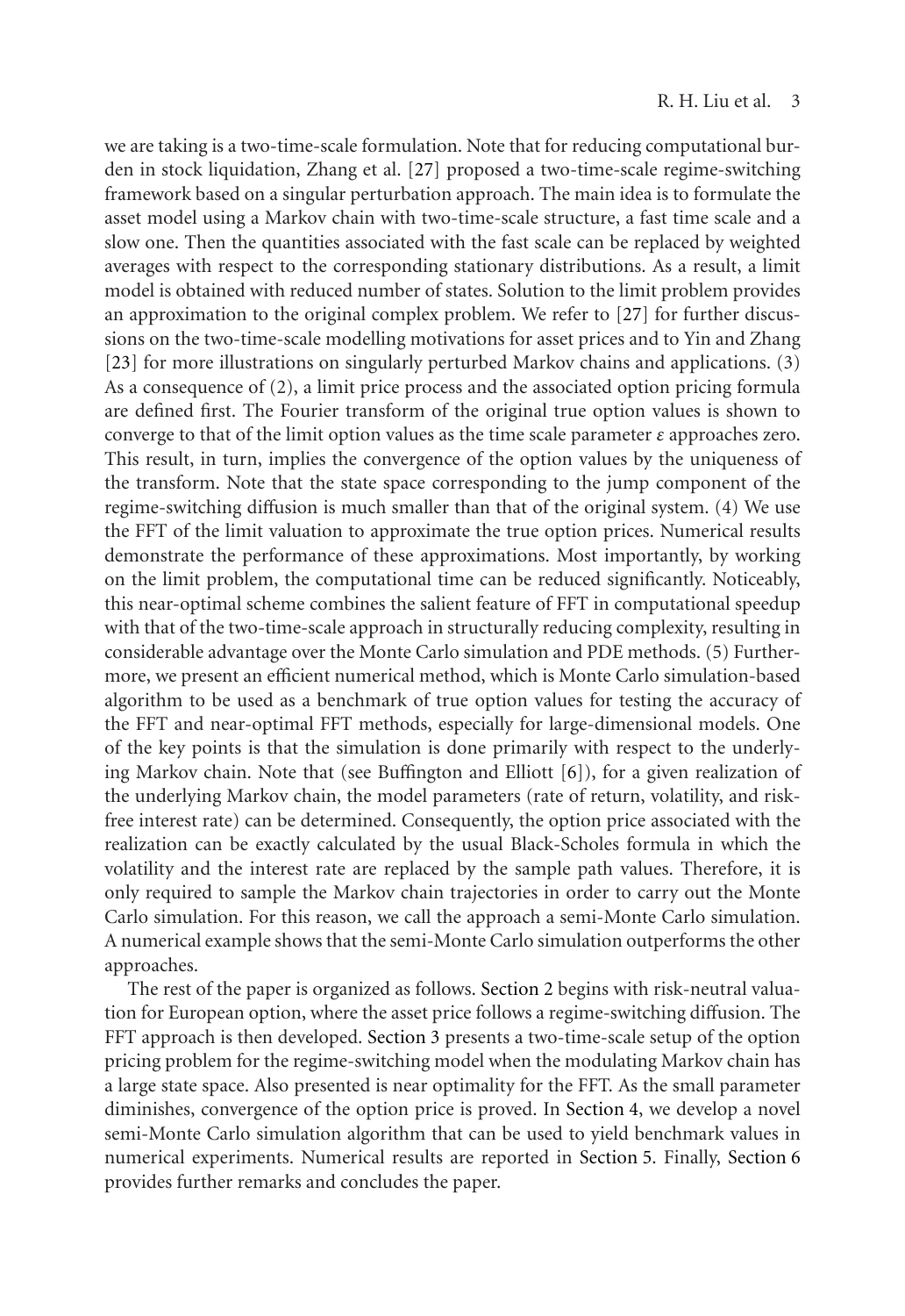we are taking is a two-time-scale formulation. Note that for reducing computational burden in stock liquidation, Zhang et al. [27] proposed a two-time-scale regime-switching framework based on a singular perturbation approach. The main idea is to formulate the asset model using a Markov chain with two-time-scale structure, a fast time scale and a slow one. Then the quantities associated with the fast scale can be replaced by weighted averages with respect to the corresponding stationary distributions. As a result, a limit model is obtained with reduced number of states. Solution to the limit problem provides an approximation to the original complex problem. We refer to [27] for further discussions on the two-time-scale modelling motivations for asset prices and to Yin and Zhang [23] for more illustrations on singularly perturbed Markov chains and applications. (3) As a consequence of (2), a limit price process and the associated option pricing formula are defined first. The Fourier transform of the original true option values is shown to converge to that of the limit option values as the time scale parameter $\varepsilon$ approaches zero. This result, in turn, implies the convergence of the option values by the uniqueness of the transform. Note that the state space corresponding to the jump component of the regime-switching diffusion is much smaller than that of the original system. (4) We use the FFT of the limit valuation to approximate the true option prices. Numerical results demonstrate the performance of these approximations. Most importantly, by working on the limit problem, the computational time can be reduced significantly. Noticeably, this near-optimal scheme combines the salient feature of FFT in computational speedup with that of the two-time-scale approach in structurally reducing complexity, resulting in considerable advantage over the Monte Carlo simulation and PDE methods. (5) Furthermore, we present an efficient numerical method, which is Monte Carlo simulation-based algorithm to be used as a benchmark of true option values for testing the accuracy of the FFT and near-optimal FFT methods, especially for large-dimensional models. One of the key points is that the simulation is done primarily with respect to the underlying Markov chain. Note that (see Buffington and Elliott [6]), for a given realization of the underlying Markov chain, the model parameters (rate of return, volatility, and risk-free interest rate) can be determined. Consequently, the option price associated with the realization can be exactly calculated by the usual Black-Scholes formula in which the volatility and the interest rate are replaced by the sample path values. Therefore, it is only required to sample the Markov chain trajectories in order to carry out the Monte Carlo simulation. For this reason, we call the approach a semi-Monte Carlo simulation. A numerical example shows that the semi-Monte Carlo simulation outperforms the other approaches.

The rest of the paper is organized as follows. Section 2 begins with risk-neutral valuation for European option, where the asset price follows a regime-switching diffusion. The FFT approach is then developed. Section 3 presents a two-time-scale setup of the option pricing problem for the regime-switching model when the modulating Markov chain has a large state space. Also presented is near optimality for the FFT. As the small parameter diminishes, convergence of the option price is proved. In Section 4, we develop a novel semi-Monte Carlo simulation algorithm that can be used to yield benchmark values in numerical experiments. Numerical results are reported in Section 5. Finally, Section 6 provides further remarks and concludes the paper.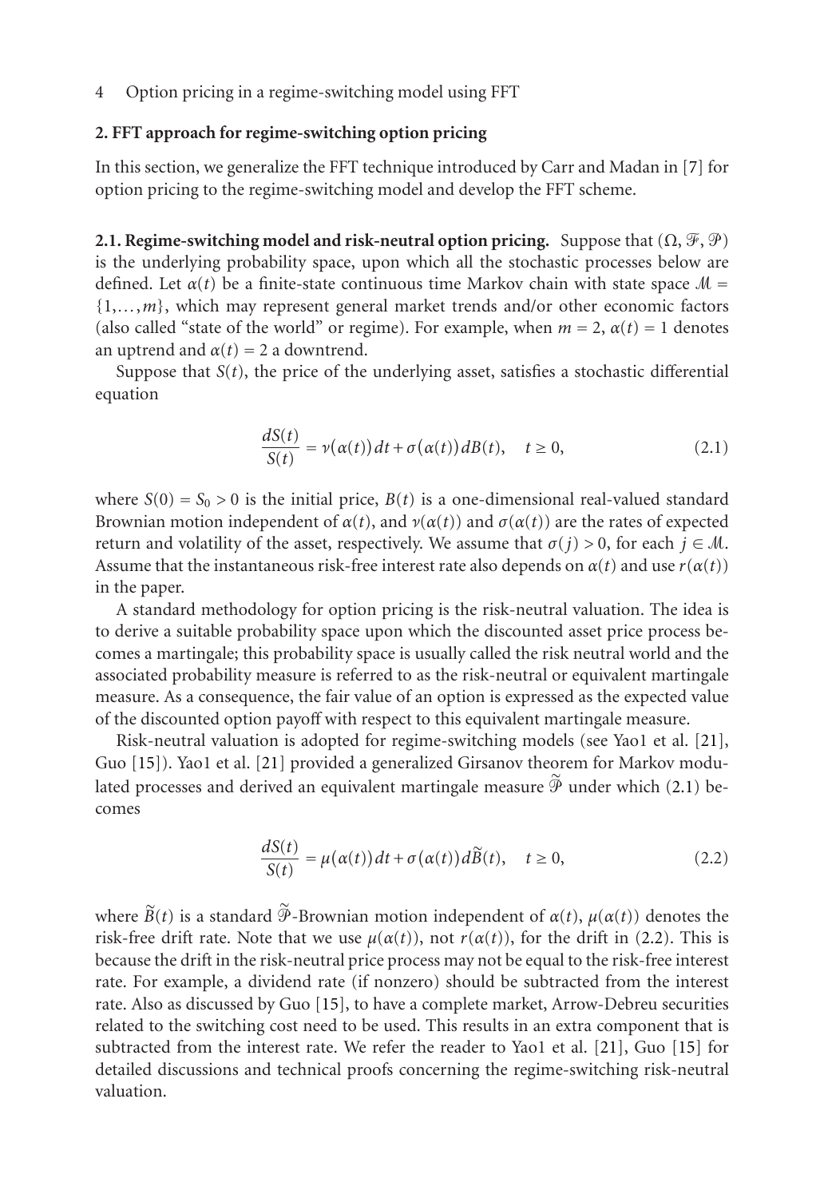## 2. FFT approach for regime-switching option pricing

In this section, we generalize the FFT technique introduced by Carr and Madan in [7] for option pricing to the regime-switching model and develop the FFT scheme.

**2.1. Regime-switching model and risk-neutral option pricing.** Suppose that $(\Omega, \mathcal{F}, \mathcal{P})$ is the underlying probability space, upon which all the stochastic processes below are defined. Let $\alpha(t)$ be a finite-state continuous time Markov chain with state space $\mathcal{M} = \{1, \ldots, m\}$, which may represent general market trends and/or other economic factors (also called "state of the world" or regime). For example, when $m = 2$, $\alpha(t) = 1$ denotes an uptrend and $\alpha(t) = 2$ a downtrend.

Suppose that $S(t)$, the price of the underlying asset, satisfies a stochastic differential equation

$$\frac{dS(t)}{S(t)} = \nu(\alpha(t))\,dt + \sigma(\alpha(t))\,dB(t), \quad t \geq 0, \tag{2.1}$$

where $S(0) = S_0 > 0$ is the initial price, $B(t)$ is a one-dimensional real-valued standard Brownian motion independent of $\alpha(t)$, and $\nu(\alpha(t))$ and $\sigma(\alpha(t))$ are the rates of expected return and volatility of the asset, respectively. We assume that $\sigma(j) > 0$, for each $j \in \mathcal{M}$. Assume that the instantaneous risk-free interest rate also depends on $\alpha(t)$ and use $r(\alpha(t))$ in the paper.

A standard methodology for option pricing is the risk-neutral valuation. The idea is to derive a suitable probability space upon which the discounted asset price process becomes a martingale; this probability space is usually called the risk neutral world and the associated probability measure is referred to as the risk-neutral or equivalent martingale measure. As a consequence, the fair value of an option is expressed as the expected value of the discounted option payoff with respect to this equivalent martingale measure.

Risk-neutral valuation is adopted for regime-switching models (see Yao1 et al. [21], Guo [15]). Yao1 et al. [21] provided a generalized Girsanov theorem for Markov modulated processes and derived an equivalent martingale measure $\widetilde{\mathcal{P}}$ under which (2.1) becomes

$$\frac{dS(t)}{S(t)} = \mu(\alpha(t))\,dt + \sigma(\alpha(t))\,d\widetilde{B}(t), \quad t \geq 0, \tag{2.2}$$

where $\widetilde{B}(t)$ is a standard $\widetilde{\mathcal{P}}$-Brownian motion independent of $\alpha(t)$, $\mu(\alpha(t))$ denotes the risk-free drift rate. Note that we use $\mu(\alpha(t))$, not $r(\alpha(t))$, for the drift in (2.2). This is because the drift in the risk-neutral price process may not be equal to the risk-free interest rate. For example, a dividend rate (if nonzero) should be subtracted from the interest rate. Also as discussed by Guo [15], to have a complete market, Arrow-Debreu securities related to the switching cost need to be used. This results in an extra component that is subtracted from the interest rate. We refer the reader to Yao1 et al. [21], Guo [15] for detailed discussions and technical proofs concerning the regime-switching risk-neutral valuation.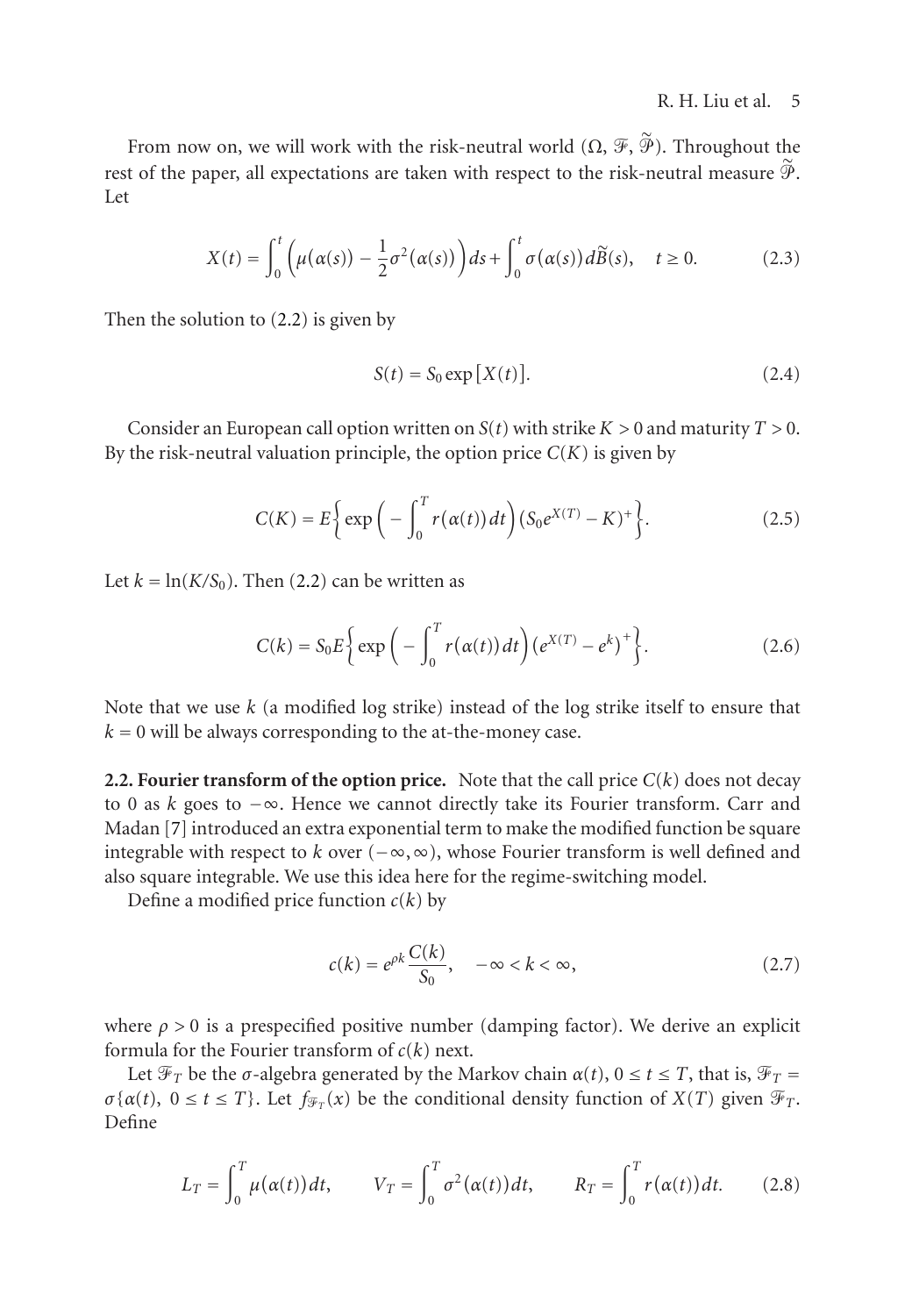From now on, we will work with the risk-neutral world $(\Omega, \mathcal{F}, \widetilde{\mathcal{P}})$. Throughout the rest of the paper, all expectations are taken with respect to the risk-neutral measure $\widetilde{\mathcal{P}}$. Let

$$X(t) = \int_0^t \Big(\mu(\alpha(s)) - \frac{1}{2}\sigma^2(\alpha(s))\Big) ds + \int_0^t \sigma(\alpha(s)) d\widetilde{B}(s), \quad t \geq 0. \tag{2.3}$$

Then the solution to (2.2) is given by

$$S(t) = S_0 \exp[X(t)]. \tag{2.4}$$

Consider an European call option written on $S(t)$ with strike $K > 0$ and maturity $T > 0$. By the risk-neutral valuation principle, the option price $C(K)$ is given by

$$C(K) = E\Big\{\exp\Big(-\int_0^T r(\alpha(t))\,dt\Big)(S_0 e^{X(T)} - K)^+\Big\}. \tag{2.5}$$

Let $k = \ln(K/S_0)$. Then (2.2) can be written as

$$C(k) = S_0 E\Big\{\exp\Big(-\int_0^T r(\alpha(t))\,dt\Big)\big(e^{X(T)} - e^k\big)^+\Big\}. \tag{2.6}$$

Note that we use $k$ (a modified log strike) instead of the log strike itself to ensure that $k = 0$ will be always corresponding to the at-the-money case.

**2.2. Fourier transform of the option price.** Note that the call price $C(k)$ does not decay to 0 as $k$ goes to $-\infty$. Hence we cannot directly take its Fourier transform. Carr and Madan [7] introduced an extra exponential term to make the modified function be square integrable with respect to $k$ over $(-\infty, \infty)$, whose Fourier transform is well defined and also square integrable. We use this idea here for the regime-switching model.

Define a modified price function $c(k)$ by

$$c(k) = e^{\rho k}\frac{C(k)}{S_0}, \quad -\infty < k < \infty, \tag{2.7}$$

where $\rho > 0$ is a prespecified positive number (damping factor). We derive an explicit formula for the Fourier transform of $c(k)$ next.

Let $\mathcal{F}_T$ be the $\sigma$-algebra generated by the Markov chain $\alpha(t)$, $0 \leq t \leq T$, that is, $\mathcal{F}_T = \sigma\{\alpha(t),\ 0 \leq t \leq T\}$. Let $f_{\mathcal{F}_T}(x)$ be the conditional density function of $X(T)$ given $\mathcal{F}_T$. Define

$$L_T = \int_0^T \mu(\alpha(t))\,dt, \qquad V_T = \int_0^T \sigma^2(\alpha(t))\,dt, \qquad R_T = \int_0^T r(\alpha(t))\,dt. \tag{2.8}$$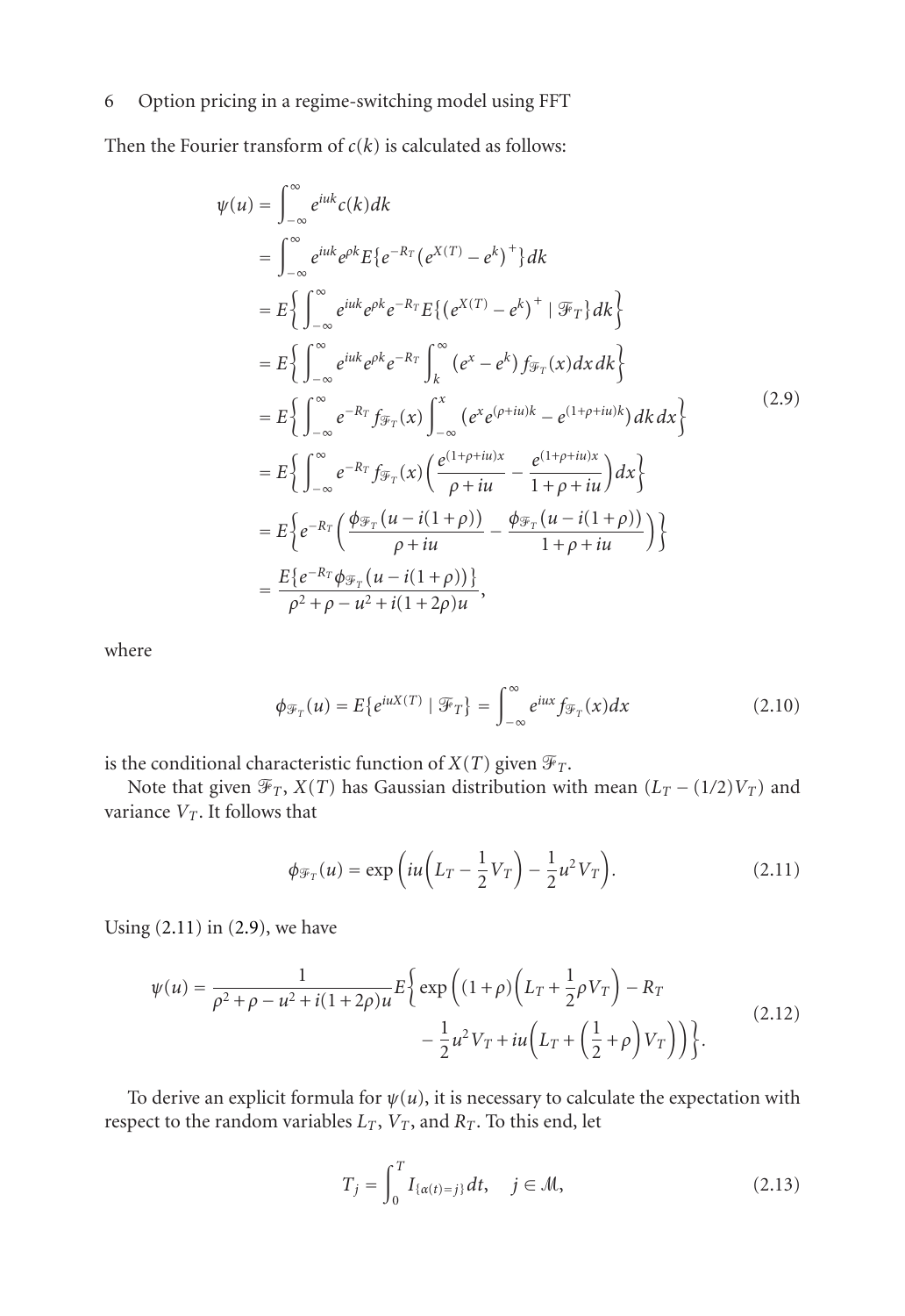Then the Fourier transform of $c(k)$ is calculated as follows:

$$
\begin{aligned}
\psi(u) &= \int_{-\infty}^{\infty} e^{iuk} c(k)\,dk \\
&= \int_{-\infty}^{\infty} e^{iuk} e^{\rho k} E\{e^{-R_T}(e^{X(T)} - e^k)^+\}\,dk \\
&= E\Big\{\int_{-\infty}^{\infty} e^{iuk} e^{\rho k} e^{-R_T} E\{(e^{X(T)} - e^k)^+ \mid \mathcal{F}_T\}\,dk\Big\} \\
&= E\Big\{\int_{-\infty}^{\infty} e^{iuk} e^{\rho k} e^{-R_T} \int_k^{\infty} (e^x - e^k) f_{\mathcal{F}_T}(x)\,dx\,dk\Big\} \\
&= E\Big\{\int_{-\infty}^{\infty} e^{-R_T} f_{\mathcal{F}_T}(x) \int_{-\infty}^{x} \big(e^x e^{(\rho+iu)k} - e^{(1+\rho+iu)k}\big)\,dk\,dx\Big\} \\
&= E\Big\{\int_{-\infty}^{\infty} e^{-R_T} f_{\mathcal{F}_T}(x) \Big(\frac{e^{(1+\rho+iu)x}}{\rho+iu} - \frac{e^{(1+\rho+iu)x}}{1+\rho+iu}\Big)\,dx\Big\} \\
&= E\Big\{e^{-R_T}\Big(\frac{\phi_{\mathcal{F}_T}(u - i(1+\rho))}{\rho+iu} - \frac{\phi_{\mathcal{F}_T}(u - i(1+\rho))}{1+\rho+iu}\Big)\Big\} \\
&= \frac{E\{e^{-R_T}\phi_{\mathcal{F}_T}(u - i(1+\rho))\}}{\rho^2 + \rho - u^2 + i(1+2\rho)u},
\end{aligned}
\tag{2.9}
$$

where

$$
\phi_{\mathcal{F}_T}(u) = E\{e^{iuX(T)} \mid \mathcal{F}_T\} = \int_{-\infty}^{\infty} e^{iux} f_{\mathcal{F}_T}(x)\,dx \tag{2.10}
$$

is the conditional characteristic function of $X(T)$ given $\mathcal{F}_T$.

Note that given $\mathcal{F}_T$, $X(T)$ has Gaussian distribution with mean $(L_T - (1/2)V_T)$ and variance $V_T$. It follows that

$$
\phi_{\mathcal{F}_T}(u) = \exp\Big(iu\Big(L_T - \frac{1}{2}V_T\Big) - \frac{1}{2}u^2 V_T\Big). \tag{2.11}
$$

Using (2.11) in (2.9), we have

$$
\begin{aligned}
\psi(u) = \frac{1}{\rho^2 + \rho - u^2 + i(1+2\rho)u} E\Big\{\exp\Big((1+\rho)\Big(L_T + \frac{1}{2}\rho V_T\Big) - R_T \\
- \frac{1}{2}u^2 V_T + iu\Big(L_T + \Big(\frac{1}{2} + \rho\Big)V_T\Big)\Big)\Big\}.
\end{aligned}
\tag{2.12}
$$

To derive an explicit formula for $\psi(u)$, it is necessary to calculate the expectation with respect to the random variables $L_T$, $V_T$, and $R_T$. To this end, let

$$
T_j = \int_0^T I_{\{\alpha(t)=j\}}\,dt, \quad j \in \mathcal{M}, \tag{2.13}
$$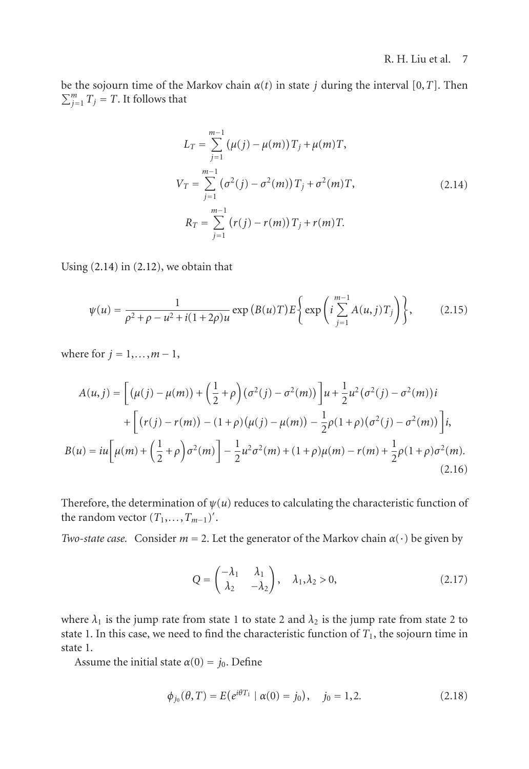be the sojourn time of the Markov chain $\alpha(t)$ in state $j$ during the interval $[0,T]$. Then $\sum_{j=1}^{m} T_j = T$. It follows that

$$
\begin{aligned}
L_T &= \sum_{j=1}^{m-1} (\mu(j) - \mu(m)) T_j + \mu(m)T, \\
V_T &= \sum_{j=1}^{m-1} (\sigma^2(j) - \sigma^2(m)) T_j + \sigma^2(m)T, \\
R_T &= \sum_{j=1}^{m-1} (r(j) - r(m)) T_j + r(m)T.
\end{aligned}
\tag{2.14}
$$

Using (2.14) in (2.12), we obtain that

$$
\psi(u) = \frac{1}{\rho^2 + \rho - u^2 + i(1+2\rho)u} \exp\big(B(u)T\big) E\left\{ \exp\left( i \sum_{j=1}^{m-1} A(u,j) T_j \right) \right\}, \tag{2.15}
$$

where for $j = 1, \ldots, m-1$,

$$
\begin{aligned}
A(u,j) &= \left[ \big(\mu(j) - \mu(m)\big) + \left(\frac{1}{2} + \rho\right)\big(\sigma^2(j) - \sigma^2(m)\big) \right] u + \frac{1}{2} u^2 \big(\sigma^2(j) - \sigma^2(m)\big) i \\
&\quad + \left[ \big(r(j) - r(m)\big) - (1+\rho)\big(\mu(j) - \mu(m)\big) - \frac{1}{2}\rho(1+\rho)\big(\sigma^2(j) - \sigma^2(m)\big) \right] i, \\
B(u) &= iu\left[ \mu(m) + \left(\frac{1}{2} + \rho\right)\sigma^2(m) \right] - \frac{1}{2}u^2\sigma^2(m) + (1+\rho)\mu(m) - r(m) + \frac{1}{2}\rho(1+\rho)\sigma^2(m).
\end{aligned}
\tag{2.16}
$$

Therefore, the determination of $\psi(u)$ reduces to calculating the characteristic function of the random vector $(T_1, \ldots, T_{m-1})'$.

*Two-state case.* Consider $m = 2$. Let the generator of the Markov chain $\alpha(\cdot)$ be given by

$$
Q = \begin{pmatrix} -\lambda_1 & \lambda_1 \\ \lambda_2 & -\lambda_2 \end{pmatrix}, \quad \lambda_1, \lambda_2 > 0, \tag{2.17}
$$

where $\lambda_1$ is the jump rate from state 1 to state 2 and $\lambda_2$ is the jump rate from state 2 to state 1. In this case, we need to find the characteristic function of $T_1$, the sojourn time in state 1.

Assume the initial state $\alpha(0) = j_0$. Define

$$
\phi_{j_0}(\theta, T) = E\big(e^{i\theta T_1} \mid \alpha(0) = j_0\big), \quad j_0 = 1, 2. \tag{2.18}
$$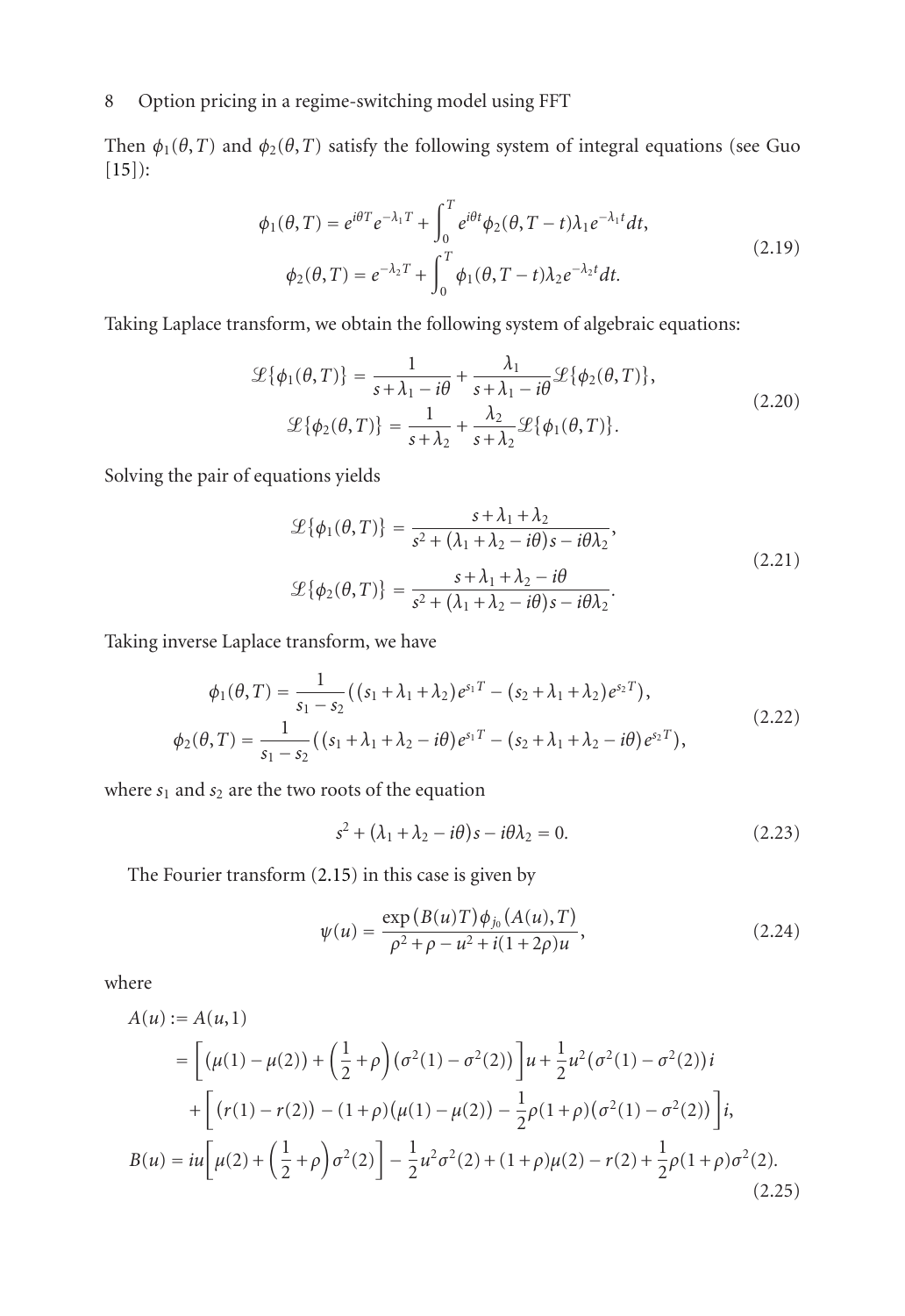Then $\phi_1(\theta,T)$ and $\phi_2(\theta,T)$ satisfy the following system of integral equations (see Guo [15]):

$$
\begin{aligned}
\phi_1(\theta,T) &= e^{i\theta T}e^{-\lambda_1 T} + \int_0^T e^{i\theta t}\phi_2(\theta,T-t)\lambda_1 e^{-\lambda_1 t}dt,\\
\phi_2(\theta,T) &= e^{-\lambda_2 T} + \int_0^T \phi_1(\theta,T-t)\lambda_2 e^{-\lambda_2 t}dt.
\end{aligned}
\tag{2.19}
$$

Taking Laplace transform, we obtain the following system of algebraic equations:

$$
\begin{aligned}
\mathscr{L}\{\phi_1(\theta,T)\} &= \frac{1}{s+\lambda_1-i\theta} + \frac{\lambda_1}{s+\lambda_1-i\theta}\mathscr{L}\{\phi_2(\theta,T)\},\\
\mathscr{L}\{\phi_2(\theta,T)\} &= \frac{1}{s+\lambda_2} + \frac{\lambda_2}{s+\lambda_2}\mathscr{L}\{\phi_1(\theta,T)\}.
\end{aligned}
\tag{2.20}
$$

Solving the pair of equations yields

$$
\begin{aligned}
\mathscr{L}\{\phi_1(\theta,T)\} &= \frac{s+\lambda_1+\lambda_2}{s^2+(\lambda_1+\lambda_2-i\theta)s-i\theta\lambda_2},\\
\mathscr{L}\{\phi_2(\theta,T)\} &= \frac{s+\lambda_1+\lambda_2-i\theta}{s^2+(\lambda_1+\lambda_2-i\theta)s-i\theta\lambda_2}.
\end{aligned}
\tag{2.21}
$$

Taking inverse Laplace transform, we have

$$
\begin{aligned}
\phi_1(\theta,T) &= \frac{1}{s_1-s_2}\big((s_1+\lambda_1+\lambda_2)e^{s_1T}-(s_2+\lambda_1+\lambda_2)e^{s_2T}\big),\\
\phi_2(\theta,T) &= \frac{1}{s_1-s_2}\big((s_1+\lambda_1+\lambda_2-i\theta)e^{s_1T}-(s_2+\lambda_1+\lambda_2-i\theta)e^{s_2T}\big),
\end{aligned}
\tag{2.22}
$$

where $s_1$ and $s_2$ are the two roots of the equation

$$
s^2+(\lambda_1+\lambda_2-i\theta)s-i\theta\lambda_2=0.
\tag{2.23}
$$

The Fourier transform (2.15) in this case is given by

$$
\psi(u) = \frac{\exp\big(B(u)T\big)\phi_{j_0}\big(A(u),T\big)}{\rho^2+\rho-u^2+i(1+2\rho)u},
\tag{2.24}
$$

where

$$
\begin{aligned}
A(u) &:= A(u,1)\\
&= \Big[\big(\mu(1)-\mu(2)\big)+\Big(\frac{1}{2}+\rho\Big)\big(\sigma^2(1)-\sigma^2(2)\big)\Big]u+\frac{1}{2}u^2\big(\sigma^2(1)-\sigma^2(2)\big)i\\
&\quad+\Big[\big(r(1)-r(2)\big)-(1+\rho)\big(\mu(1)-\mu(2)\big)-\frac{1}{2}\rho(1+\rho)\big(\sigma^2(1)-\sigma^2(2)\big)\Big]i,\\
B(u) &= iu\Big[\mu(2)+\Big(\frac{1}{2}+\rho\Big)\sigma^2(2)\Big]-\frac{1}{2}u^2\sigma^2(2)+(1+\rho)\mu(2)-r(2)+\frac{1}{2}\rho(1+\rho)\sigma^2(2).
\end{aligned}
\tag{2.25}
$$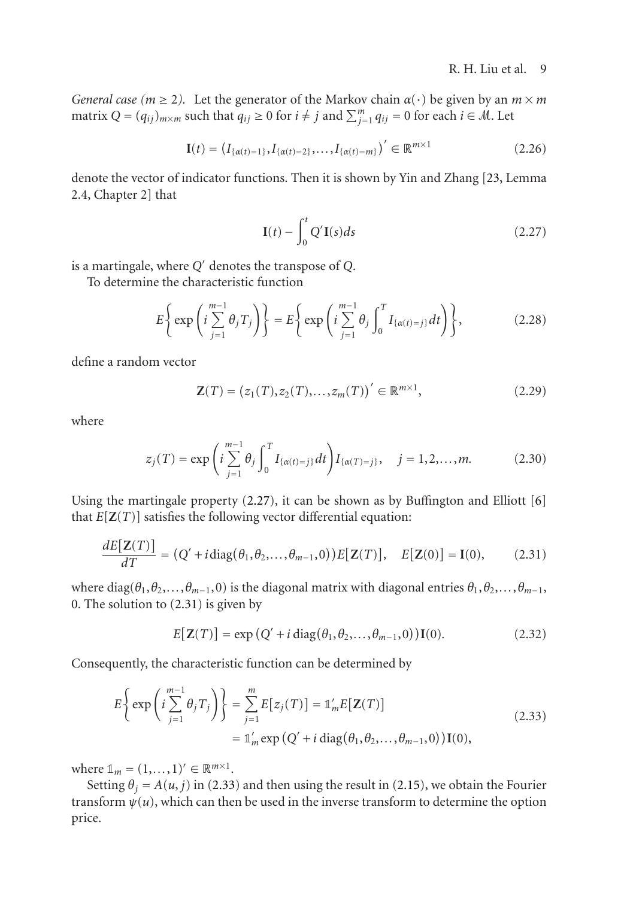*General case ($m \geq 2$).* Let the generator of the Markov chain $\alpha(\cdot)$ be given by an $m \times m$ matrix $Q = (q_{ij})_{m\times m}$ such that $q_{ij} \geq 0$ for $i \neq j$ and $\sum_{j=1}^{m} q_{ij} = 0$ for each $i \in \mathcal{M}$. Let

$$\mathbf{I}(t) = \left(I_{\{\alpha(t)=1\}}, I_{\{\alpha(t)=2\}}, \dots, I_{\{\alpha(t)=m\}}\right)' \in \mathbb{R}^{m\times 1} \tag{2.26}$$

denote the vector of indicator functions. Then it is shown by Yin and Zhang [23, Lemma 2.4, Chapter 2] that

$$\mathbf{I}(t) - \int_0^t Q'\mathbf{I}(s)ds \tag{2.27}$$

is a martingale, where $Q'$ denotes the transpose of $Q$.

To determine the characteristic function

$$E\left\{\exp\left(i\sum_{j=1}^{m-1}\theta_j T_j\right)\right\} = E\left\{\exp\left(i\sum_{j=1}^{m-1}\theta_j \int_0^T I_{\{\alpha(t)=j\}}dt\right)\right\}, \tag{2.28}$$

define a random vector

$$\mathbf{Z}(T) = \left(z_1(T), z_2(T), \dots, z_m(T)\right)' \in \mathbb{R}^{m\times 1}, \tag{2.29}$$

where

$$z_j(T) = \exp\left(i\sum_{j=1}^{m-1}\theta_j \int_0^T I_{\{\alpha(t)=j\}}dt\right) I_{\{\alpha(T)=j\}}, \quad j = 1,2,\dots,m. \tag{2.30}$$

Using the martingale property (2.27), it can be shown as by Buffington and Elliott [6] that $E[\mathbf{Z}(T)]$ satisfies the following vector differential equation:

$$\frac{dE[\mathbf{Z}(T)]}{dT} = \left(Q' + i\,\mathrm{diag}(\theta_1, \theta_2, \dots, \theta_{m-1}, 0)\right)E[\mathbf{Z}(T)], \quad E[\mathbf{Z}(0)] = \mathbf{I}(0), \tag{2.31}$$

where $\mathrm{diag}(\theta_1, \theta_2, \dots, \theta_{m-1}, 0)$ is the diagonal matrix with diagonal entries $\theta_1, \theta_2, \dots, \theta_{m-1}$, 0. The solution to (2.31) is given by

$$E[\mathbf{Z}(T)] = \exp\left(Q' + i\,\mathrm{diag}(\theta_1, \theta_2, \dots, \theta_{m-1}, 0)\right)\mathbf{I}(0). \tag{2.32}$$

Consequently, the characteristic function can be determined by

$$\begin{aligned} E\left\{\exp\left(i\sum_{j=1}^{m-1}\theta_j T_j\right)\right\} &= \sum_{j=1}^{m} E\left[z_j(T)\right] = \mathbb{1}_m' E[\mathbf{Z}(T)] \\ &= \mathbb{1}_m' \exp\left(Q' + i\,\mathrm{diag}(\theta_1, \theta_2, \dots, \theta_{m-1}, 0)\right)\mathbf{I}(0), \end{aligned} \tag{2.33}$$

where $\mathbb{1}_m = (1, \dots, 1)' \in \mathbb{R}^{m\times 1}$.

Setting $\theta_j = A(u, j)$ in (2.33) and then using the result in (2.15), we obtain the Fourier transform $\psi(u)$, which can then be used in the inverse transform to determine the option price.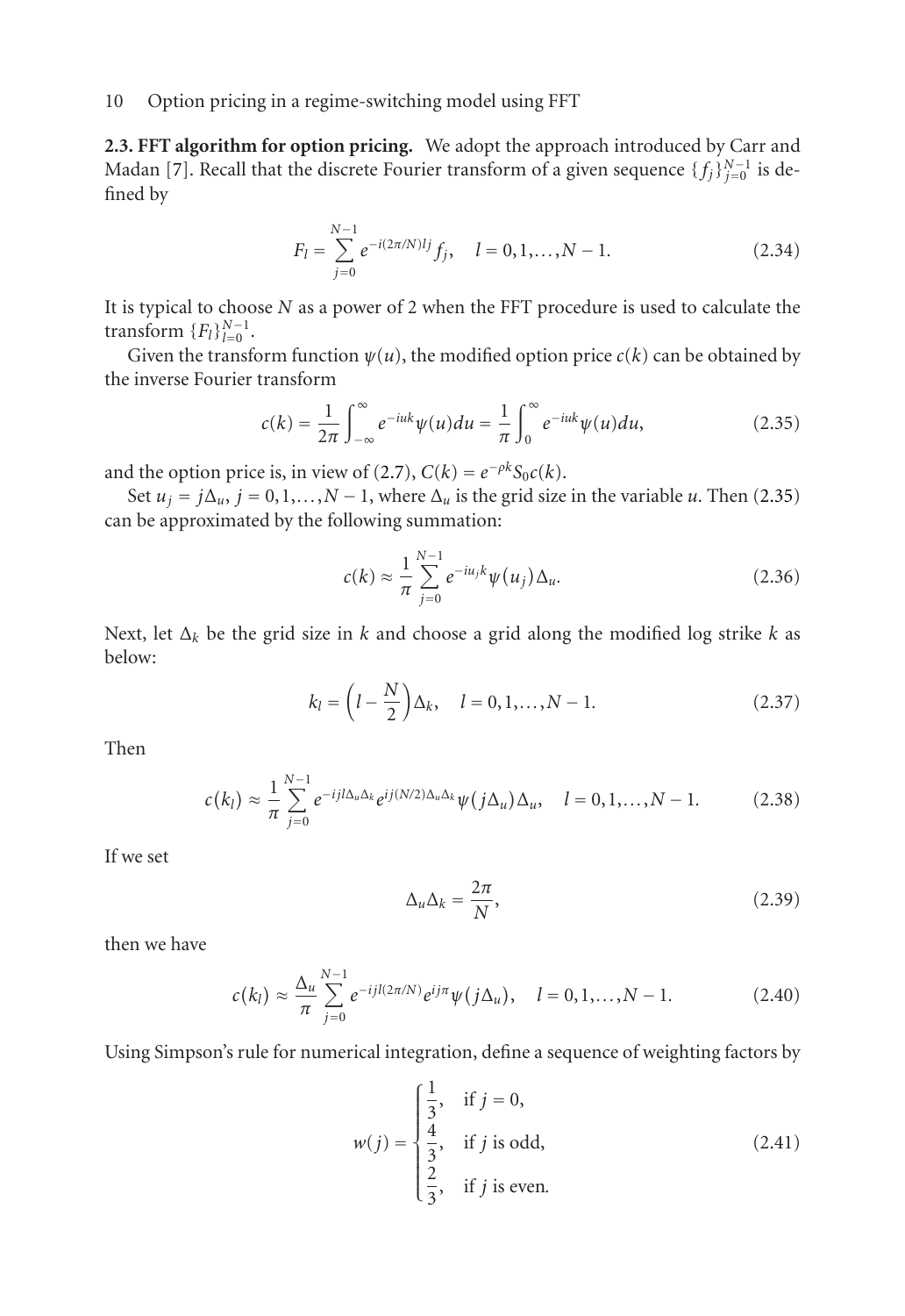**2.3. FFT algorithm for option pricing.** We adopt the approach introduced by Carr and Madan [7]. Recall that the discrete Fourier transform of a given sequence $\{f_j\}_{j=0}^{N-1}$ is defined by

$$F_l = \sum_{j=0}^{N-1} e^{-i(2\pi/N)lj} f_j, \quad l = 0,1,\dots,N-1. \tag{2.34}$$

It is typical to choose $N$ as a power of 2 when the FFT procedure is used to calculate the transform $\{F_l\}_{l=0}^{N-1}$.

Given the transform function $\psi(u)$, the modified option price $c(k)$ can be obtained by the inverse Fourier transform

$$c(k) = \frac{1}{2\pi}\int_{-\infty}^{\infty} e^{-iuk}\psi(u)du = \frac{1}{\pi}\int_{0}^{\infty} e^{-iuk}\psi(u)du, \tag{2.35}$$

and the option price is, in view of (2.7), $C(k) = e^{-\rho k} S_0 c(k)$.

Set $u_j = j\Delta_u$, $j = 0,1,\dots,N-1$, where $\Delta_u$ is the grid size in the variable $u$. Then (2.35) can be approximated by the following summation:

$$c(k) \approx \frac{1}{\pi}\sum_{j=0}^{N-1} e^{-iu_j k}\psi(u_j)\Delta_u. \tag{2.36}$$

Next, let $\Delta_k$ be the grid size in $k$ and choose a grid along the modified log strike $k$ as below:

$$k_l = \left(l - \frac{N}{2}\right)\Delta_k, \quad l = 0,1,\dots,N-1. \tag{2.37}$$

Then

$$c(k_l) \approx \frac{1}{\pi}\sum_{j=0}^{N-1} e^{-ijl\Delta_u\Delta_k} e^{ij(N/2)\Delta_u\Delta_k}\psi(j\Delta_u)\Delta_u, \quad l = 0,1,\dots,N-1. \tag{2.38}$$

If we set

$$\Delta_u\Delta_k = \frac{2\pi}{N}, \tag{2.39}$$

then we have

$$c(k_l) \approx \frac{\Delta_u}{\pi}\sum_{j=0}^{N-1} e^{-ijl(2\pi/N)} e^{ij\pi}\psi(j\Delta_u), \quad l = 0,1,\dots,N-1. \tag{2.40}$$

Using Simpson's rule for numerical integration, define a sequence of weighting factors by

$$w(j) = \begin{cases} \dfrac{1}{3}, & \text{if } j = 0, \\[2mm] \dfrac{4}{3}, & \text{if } j \text{ is odd}, \\[2mm] \dfrac{2}{3}, & \text{if } j \text{ is even}. \end{cases} \tag{2.41}$$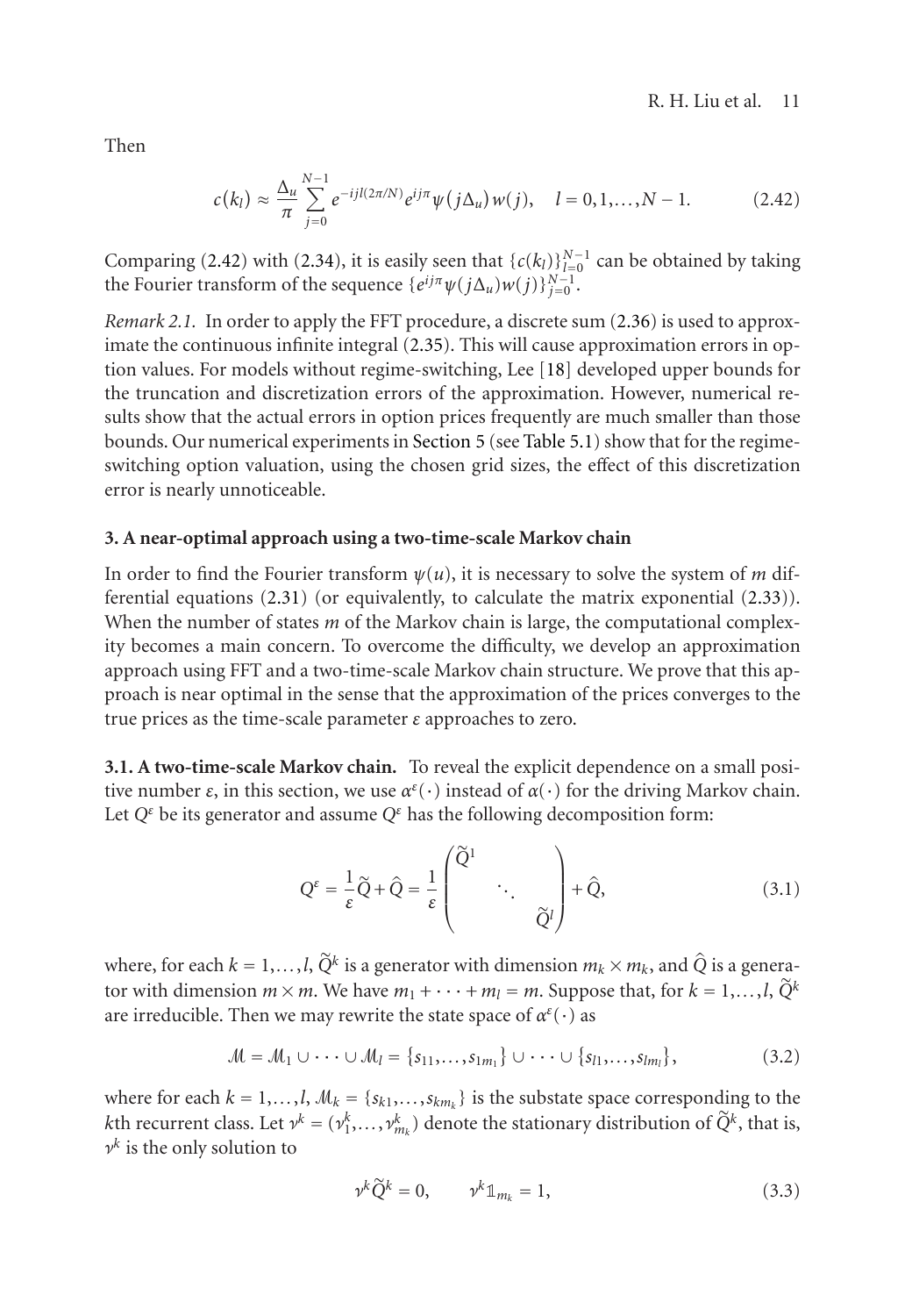Then

$$c(k_l) \approx \frac{\Delta_u}{\pi} \sum_{j=0}^{N-1} e^{-ijl(2\pi/N)} e^{ij\pi} \psi(j\Delta_u) w(j), \quad l = 0, 1, \ldots, N-1. \tag{2.42}$$

Comparing (2.42) with (2.34), it is easily seen that $\{c(k_l)\}_{l=0}^{N-1}$ can be obtained by taking the Fourier transform of the sequence $\{e^{ij\pi}\psi(j\Delta_u)w(j)\}_{j=0}^{N-1}$.

*Remark 2.1.* In order to apply the FFT procedure, a discrete sum (2.36) is used to approximate the continuous infinite integral (2.35). This will cause approximation errors in option values. For models without regime-switching, Lee [18] developed upper bounds for the truncation and discretization errors of the approximation. However, numerical results show that the actual errors in option prices frequently are much smaller than those bounds. Our numerical experiments in Section 5 (see Table 5.1) show that for the regime-switching option valuation, using the chosen grid sizes, the effect of this discretization error is nearly unnoticeable.

## 3. A near-optimal approach using a two-time-scale Markov chain

In order to find the Fourier transform $\psi(u)$, it is necessary to solve the system of $m$ differential equations (2.31) (or equivalently, to calculate the matrix exponential (2.33)). When the number of states $m$ of the Markov chain is large, the computational complexity becomes a main concern. To overcome the difficulty, we develop an approximation approach using FFT and a two-time-scale Markov chain structure. We prove that this approach is near optimal in the sense that the approximation of the prices converges to the true prices as the time-scale parameter $\varepsilon$ approaches to zero.

**3.1. A two-time-scale Markov chain.** To reveal the explicit dependence on a small positive number $\varepsilon$, in this section, we use $\alpha^\varepsilon(\cdot)$ instead of $\alpha(\cdot)$ for the driving Markov chain. Let $Q^\varepsilon$ be its generator and assume $Q^\varepsilon$ has the following decomposition form:

$$Q^\varepsilon = \frac{1}{\varepsilon}\widetilde{Q} + \widehat{Q} = \frac{1}{\varepsilon}\begin{pmatrix} \widetilde{Q}^1 & & \\ & \ddots & \\ & & \widetilde{Q}^l \end{pmatrix} + \widehat{Q}, \tag{3.1}$$

where, for each $k = 1, \ldots, l$, $\widetilde{Q}^k$ is a generator with dimension $m_k \times m_k$, and $\widehat{Q}$ is a generator with dimension $m \times m$. We have $m_1 + \cdots + m_l = m$. Suppose that, for $k = 1, \ldots, l$, $\widetilde{Q}^k$ are irreducible. Then we may rewrite the state space of $\alpha^\varepsilon(\cdot)$ as

$$\mathcal{M} = \mathcal{M}_1 \cup \cdots \cup \mathcal{M}_l = \{s_{11}, \ldots, s_{1m_1}\} \cup \cdots \cup \{s_{l1}, \ldots, s_{lm_l}\}, \tag{3.2}$$

where for each $k = 1, \ldots, l$, $\mathcal{M}_k = \{s_{k1}, \ldots, s_{km_k}\}$ is the substate space corresponding to the $k$th recurrent class. Let $\nu^k = (\nu_1^k, \ldots, \nu_{m_k}^k)$ denote the stationary distribution of $\widetilde{Q}^k$, that is, $\nu^k$ is the only solution to

$$\nu^k \widetilde{Q}^k = 0, \qquad \nu^k \mathbb{1}_{m_k} = 1, \tag{3.3}$$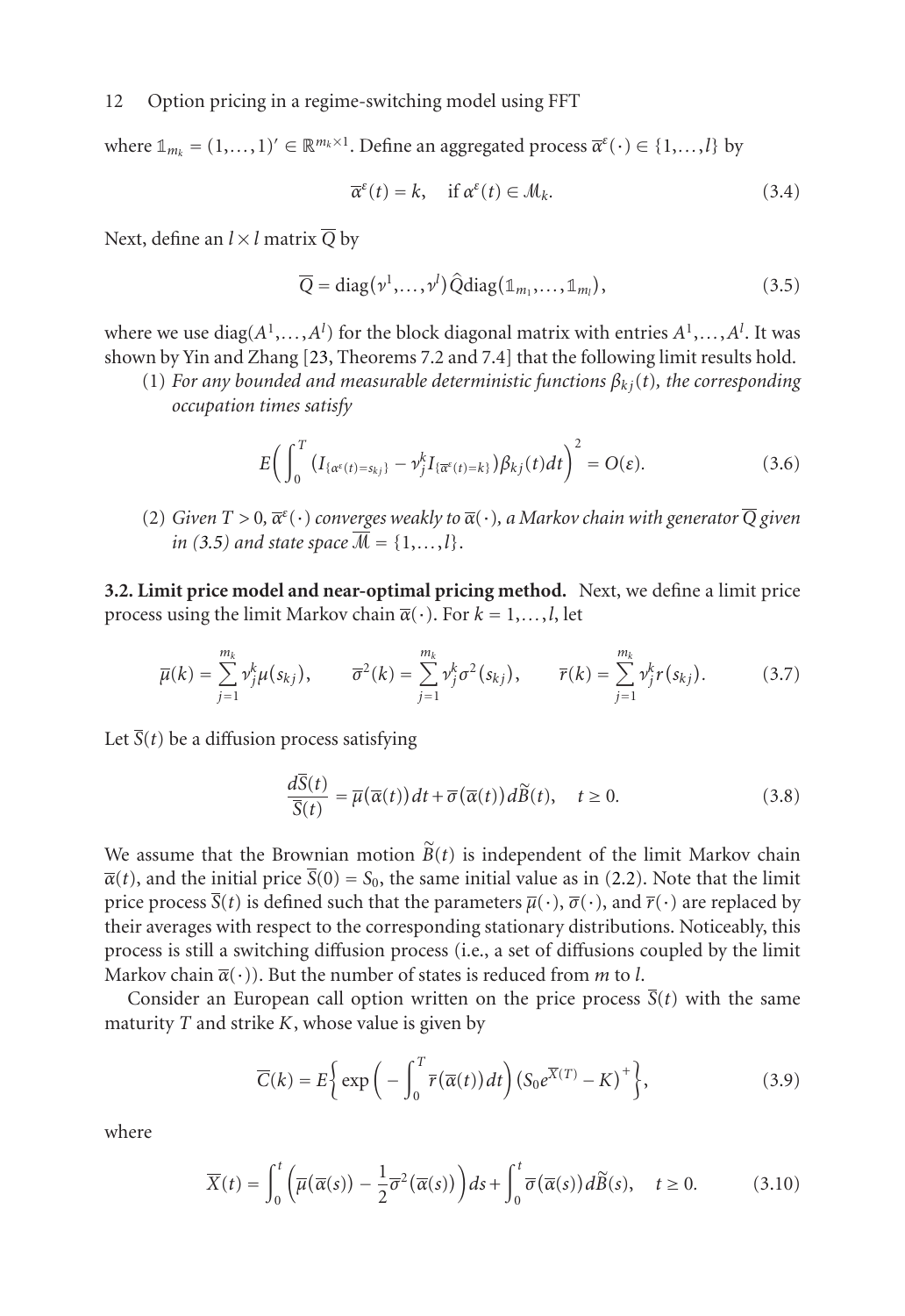where $\mathbb{1}_{m_k} = (1,\dots,1)' \in \mathbb{R}^{m_k \times 1}$. Define an aggregated process $\overline{\alpha}^\varepsilon(\cdot) \in \{1,\dots,l\}$ by

$$\overline{\alpha}^\varepsilon(t) = k, \quad \text{if } \alpha^\varepsilon(t) \in \mathcal{M}_k. \tag{3.4}$$

Next, define an $l \times l$ matrix $\overline{Q}$ by

$$\overline{Q} = \operatorname{diag}(\nu^1,\dots,\nu^l)\hat{Q}\operatorname{diag}(\mathbb{1}_{m_1},\dots,\mathbb{1}_{m_l}), \tag{3.5}$$

where we use $\operatorname{diag}(A^1,\dots,A^l)$ for the block diagonal matrix with entries $A^1,\dots,A^l$. It was shown by Yin and Zhang [23, Theorems 7.2 and 7.4] that the following limit results hold.

(1) *For any bounded and measurable deterministic functions $\beta_{kj}(t)$, the corresponding occupation times satisfy*

$$E\bigg(\int_0^T \big(I_{\{\alpha^\varepsilon(t)=s_{kj}\}} - \nu_j^k I_{\{\overline{\alpha}^\varepsilon(t)=k\}}\big)\beta_{kj}(t)\,dt\bigg)^2 = O(\varepsilon). \tag{3.6}$$

(2) *Given $T > 0$, $\overline{\alpha}^\varepsilon(\cdot)$ converges weakly to $\overline{\alpha}(\cdot)$, a Markov chain with generator $\overline{Q}$ given in (3.5) and state space $\overline{\mathcal{M}} = \{1,\dots,l\}$.*

**3.2. Limit price model and near-optimal pricing method.** Next, we define a limit price process using the limit Markov chain $\overline{\alpha}(\cdot)$. For $k = 1,\dots,l$, let

$$\overline{\mu}(k) = \sum_{j=1}^{m_k} \nu_j^k \mu(s_{kj}), \qquad \overline{\sigma}^2(k) = \sum_{j=1}^{m_k} \nu_j^k \sigma^2(s_{kj}), \qquad \overline{r}(k) = \sum_{j=1}^{m_k} \nu_j^k r(s_{kj}). \tag{3.7}$$

Let $\overline{S}(t)$ be a diffusion process satisfying

$$\frac{d\overline{S}(t)}{\overline{S}(t)} = \overline{\mu}(\overline{\alpha}(t))\,dt + \overline{\sigma}(\overline{\alpha}(t))\,d\widetilde{B}(t), \quad t \geq 0. \tag{3.8}$$

We assume that the Brownian motion $\widetilde{B}(t)$ is independent of the limit Markov chain $\overline{\alpha}(t)$, and the initial price $\overline{S}(0) = S_0$, the same initial value as in (2.2). Note that the limit price process $\overline{S}(t)$ is defined such that the parameters $\overline{\mu}(\cdot)$, $\overline{\sigma}(\cdot)$, and $\overline{r}(\cdot)$ are replaced by their averages with respect to the corresponding stationary distributions. Noticeably, this process is still a switching diffusion process (i.e., a set of diffusions coupled by the limit Markov chain $\overline{\alpha}(\cdot)$). But the number of states is reduced from $m$ to $l$.

Consider an European call option written on the price process $\overline{S}(t)$ with the same maturity $T$ and strike $K$, whose value is given by

$$\overline{C}(k) = E\bigg\{\exp\bigg(-\int_0^T \overline{r}(\overline{\alpha}(t))\,dt\bigg)\big(S_0 e^{\overline{X}(T)} - K\big)^+\bigg\}, \tag{3.9}$$

where

$$\overline{X}(t) = \int_0^t \Big(\overline{\mu}(\overline{\alpha}(s)) - \frac{1}{2}\overline{\sigma}^2(\overline{\alpha}(s))\Big)ds + \int_0^t \overline{\sigma}(\overline{\alpha}(s))\,d\widetilde{B}(s), \quad t \geq 0. \tag{3.10}$$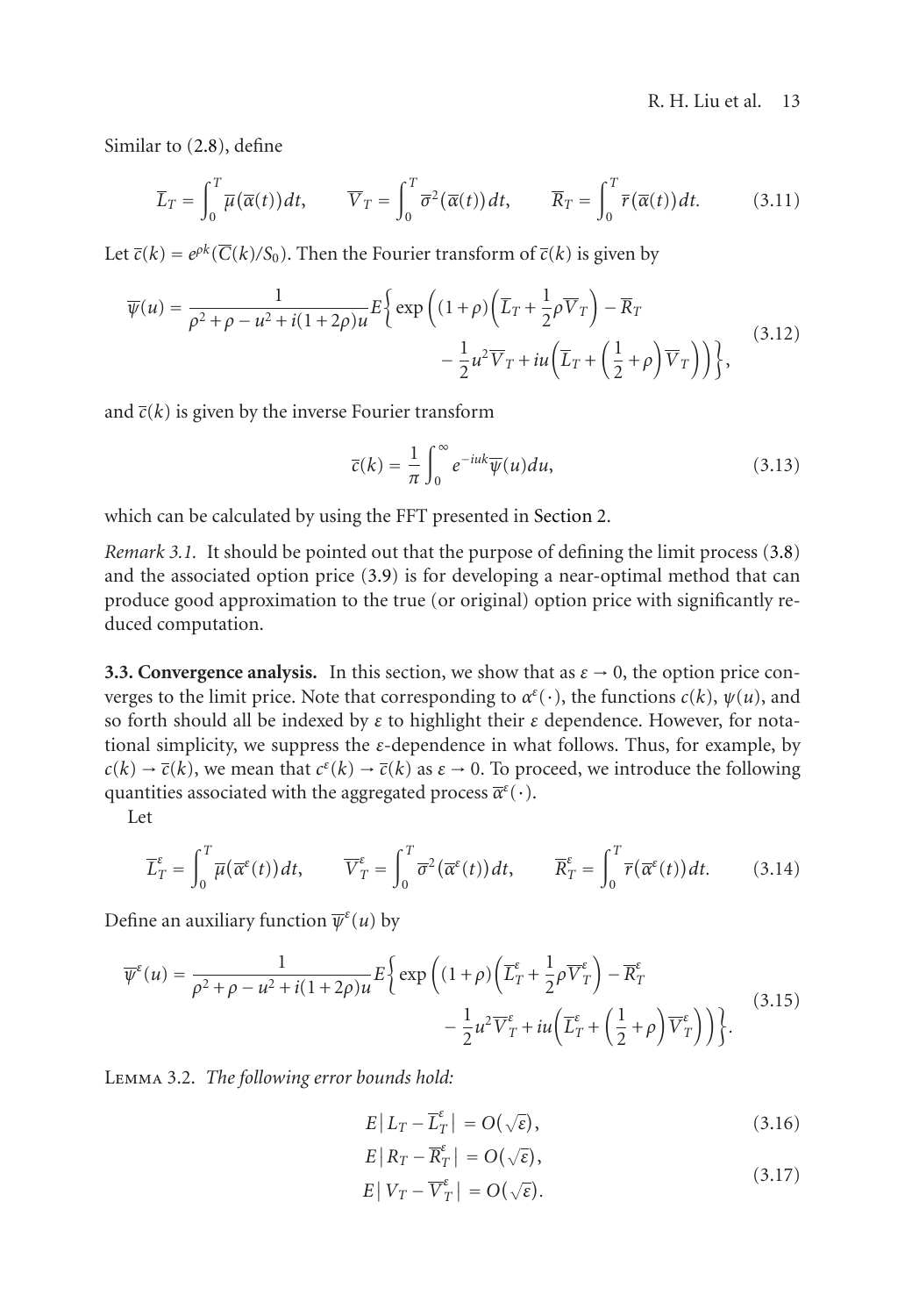Similar to (2.8), define

$$\overline{L}_T = \int_0^T \overline{\mu}(\overline{\alpha}(t))\,dt, \qquad \overline{V}_T = \int_0^T \overline{\sigma}^2(\overline{\alpha}(t))\,dt, \qquad \overline{R}_T = \int_0^T \overline{r}(\overline{\alpha}(t))\,dt. \tag{3.11}$$

Let $\overline{c}(k) = e^{\rho k}(\overline{C}(k)/S_0)$. Then the Fourier transform of $\overline{c}(k)$ is given by

$$\overline{\psi}(u) = \frac{1}{\rho^2+\rho-u^2+i(1+2\rho)u} E\bigg\{\exp\bigg((1+\rho)\Big(\overline{L}_T+\frac{1}{2}\rho\overline{V}_T\Big)-\overline{R}_T - \frac{1}{2}u^2\overline{V}_T + iu\Big(\overline{L}_T+\Big(\frac{1}{2}+\rho\Big)\overline{V}_T\Big)\bigg)\bigg\}, \tag{3.12}$$

and $\overline{c}(k)$ is given by the inverse Fourier transform

$$\overline{c}(k) = \frac{1}{\pi}\int_0^\infty e^{-iuk}\overline{\psi}(u)\,du, \tag{3.13}$$

which can be calculated by using the FFT presented in Section 2.

*Remark 3.1.* It should be pointed out that the purpose of defining the limit process (3.8) and the associated option price (3.9) is for developing a near-optimal method that can produce good approximation to the true (or original) option price with significantly reduced computation.

**3.3. Convergence analysis.** In this section, we show that as $\varepsilon \to 0$, the option price converges to the limit price. Note that corresponding to $\alpha^\varepsilon(\cdot)$, the functions $c(k)$, $\psi(u)$, and so forth should all be indexed by $\varepsilon$ to highlight their $\varepsilon$ dependence. However, for notational simplicity, we suppress the $\varepsilon$-dependence in what follows. Thus, for example, by $c(k) \to \overline{c}(k)$, we mean that $c^\varepsilon(k) \to \overline{c}(k)$ as $\varepsilon \to 0$. To proceed, we introduce the following quantities associated with the aggregated process $\overline{\alpha}^\varepsilon(\cdot)$.

Let

$$\overline{L}_T^\varepsilon = \int_0^T \overline{\mu}(\overline{\alpha}^\varepsilon(t))\,dt, \qquad \overline{V}_T^\varepsilon = \int_0^T \overline{\sigma}^2(\overline{\alpha}^\varepsilon(t))\,dt, \qquad \overline{R}_T^\varepsilon = \int_0^T \overline{r}(\overline{\alpha}^\varepsilon(t))\,dt. \tag{3.14}$$

Define an auxiliary function $\overline{\psi}^\varepsilon(u)$ by

$$\overline{\psi}^\varepsilon(u) = \frac{1}{\rho^2+\rho-u^2+i(1+2\rho)u} E\bigg\{\exp\bigg((1+\rho)\Big(\overline{L}_T^\varepsilon+\frac{1}{2}\rho\overline{V}_T^\varepsilon\Big)-\overline{R}_T^\varepsilon - \frac{1}{2}u^2\overline{V}_T^\varepsilon + iu\Big(\overline{L}_T^\varepsilon+\Big(\frac{1}{2}+\rho\Big)\overline{V}_T^\varepsilon\Big)\bigg)\bigg\}. \tag{3.15}$$

Lemma 3.2. *The following error bounds hold:*

$$E\left|L_T - \overline{L}_T^\varepsilon\right| = O(\sqrt{\varepsilon}), \tag{3.16}$$

$$E\left|R_T - \overline{R}_T^\varepsilon\right| = O(\sqrt{\varepsilon}), \qquad E\left|V_T - \overline{V}_T^\varepsilon\right| = O(\sqrt{\varepsilon}). \tag{3.17}$$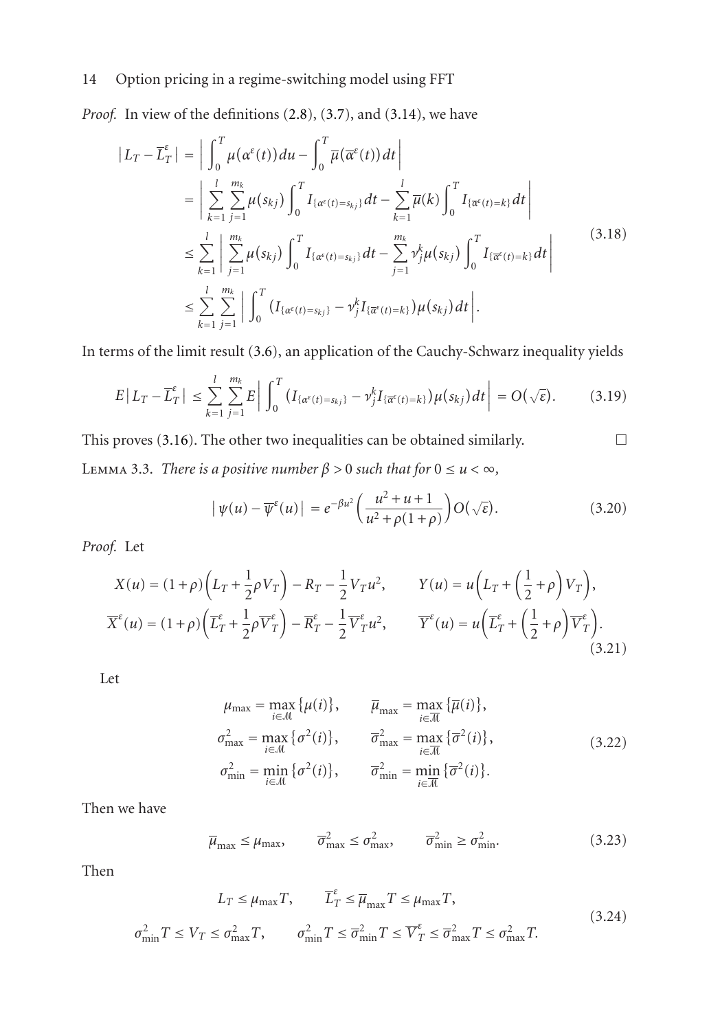*Proof.* In view of the definitions (2.8), (3.7), and (3.14), we have

$$
\begin{aligned}
\left|L_T - \overline{L}_T^{\varepsilon}\right| &= \left| \int_0^T \mu(\alpha^{\varepsilon}(t))\,du - \int_0^T \overline{\mu}(\overline{\alpha}^{\varepsilon}(t))\,dt \right| \\
&= \left| \sum_{k=1}^{l} \sum_{j=1}^{m_k} \mu(s_{kj}) \int_0^T I_{\{\alpha^{\varepsilon}(t)=s_{kj}\}}\,dt - \sum_{k=1}^{l} \overline{\mu}(k) \int_0^T I_{\{\overline{\alpha}^{\varepsilon}(t)=k\}}\,dt \right| \\
&\le \sum_{k=1}^{l} \left| \sum_{j=1}^{m_k} \mu(s_{kj}) \int_0^T I_{\{\alpha^{\varepsilon}(t)=s_{kj}\}}\,dt - \sum_{j=1}^{m_k} \nu_j^k \mu(s_{kj}) \int_0^T I_{\{\overline{\alpha}^{\varepsilon}(t)=k\}}\,dt \right| \\
&\le \sum_{k=1}^{l} \sum_{j=1}^{m_k} \left| \int_0^T \left( I_{\{\alpha^{\varepsilon}(t)=s_{kj}\}} - \nu_j^k I_{\{\overline{\alpha}^{\varepsilon}(t)=k\}} \right) \mu(s_{kj})\,dt \right|.
\end{aligned}
\tag{3.18}
$$

In terms of the limit result (3.6), an application of the Cauchy-Schwarz inequality yields

$$
E\left|L_T - \overline{L}_T^{\varepsilon}\right| \le \sum_{k=1}^{l} \sum_{j=1}^{m_k} E\left| \int_0^T \left( I_{\{\alpha^{\varepsilon}(t)=s_{kj}\}} - \nu_j^k I_{\{\overline{\alpha}^{\varepsilon}(t)=k\}} \right) \mu(s_{kj})\,dt \right| = O(\sqrt{\varepsilon}). \tag{3.19}
$$

This proves (3.16). The other two inequalities can be obtained similarly. □

**Lemma 3.3.** *There is a positive number $\beta > 0$ such that for $0 \le u < \infty$,*

$$
\left|\psi(u) - \overline{\psi}^{\varepsilon}(u)\right| = e^{-\beta u^2} \left( \frac{u^2+u+1}{u^2+\rho(1+\rho)} \right) O(\sqrt{\varepsilon}). \tag{3.20}
$$

*Proof.* Let

$$
\begin{aligned}
X(u) &= (1+\rho)\left(L_T + \frac{1}{2}\rho V_T\right) - R_T - \frac{1}{2}V_T u^2, \qquad Y(u) = u\left(L_T + \left(\frac{1}{2}+\rho\right)V_T\right), \\
\overline{X}^{\varepsilon}(u) &= (1+\rho)\left(\overline{L}_T^{\varepsilon} + \frac{1}{2}\rho \overline{V}_T^{\varepsilon}\right) - \overline{R}_T^{\varepsilon} - \frac{1}{2}\overline{V}_T^{\varepsilon} u^2, \qquad \overline{Y}^{\varepsilon}(u) = u\left(\overline{L}_T^{\varepsilon} + \left(\frac{1}{2}+\rho\right)\overline{V}_T^{\varepsilon}\right).
\end{aligned}
\tag{3.21}
$$

Let

$$
\begin{aligned}
\mu_{\max} &= \max_{i\in\mathcal{M}}\{\mu(i)\}, \qquad \overline{\mu}_{\max} = \max_{i\in\overline{\mathcal{M}}}\{\overline{\mu}(i)\}, \\
\sigma^2_{\max} &= \max_{i\in\mathcal{M}}\{\sigma^2(i)\}, \qquad \overline{\sigma}^2_{\max} = \max_{i\in\overline{\mathcal{M}}}\{\overline{\sigma}^2(i)\}, \\
\sigma^2_{\min} &= \min_{i\in\mathcal{M}}\{\sigma^2(i)\}, \qquad \overline{\sigma}^2_{\min} = \min_{i\in\overline{\mathcal{M}}}\{\overline{\sigma}^2(i)\}.
\end{aligned}
\tag{3.22}
$$

Then we have

$$
\overline{\mu}_{\max} \le \mu_{\max}, \qquad \overline{\sigma}^2_{\max} \le \sigma^2_{\max}, \qquad \overline{\sigma}^2_{\min} \ge \sigma^2_{\min}. \tag{3.23}
$$

Then

$$
\begin{aligned}
L_T &\le \mu_{\max} T, \qquad \overline{L}_T^{\varepsilon} \le \overline{\mu}_{\max} T \le \mu_{\max} T, \\
\sigma^2_{\min} T \le V_T &\le \sigma^2_{\max} T, \qquad \sigma^2_{\min} T \le \overline{\sigma}^2_{\min} T \le \overline{V}_T^{\varepsilon} \le \overline{\sigma}^2_{\max} T \le \sigma^2_{\max} T.
\end{aligned}
\tag{3.24}
$$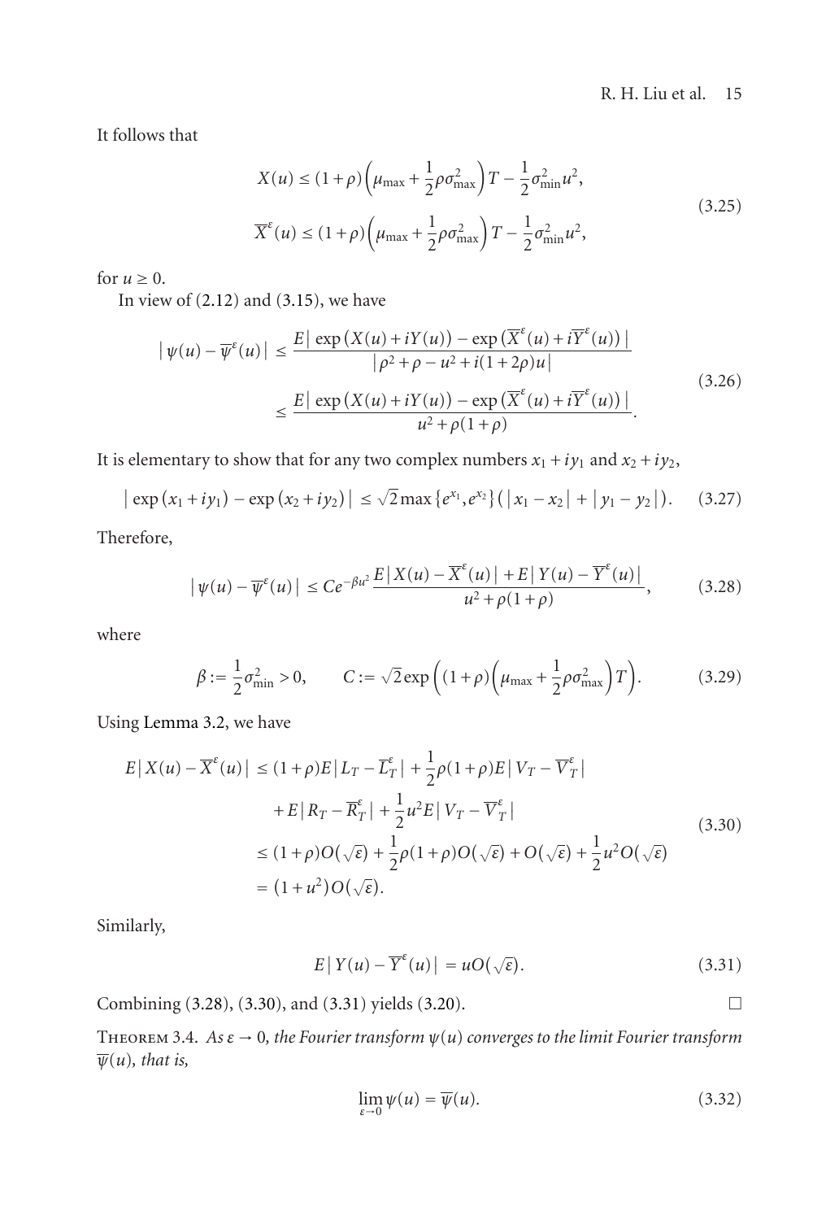It follows that

$$
\begin{aligned}
X(u) &\leq (1+\rho)\left(\mu_{\max}+\frac{1}{2}\rho\sigma_{\max}^2\right)T-\frac{1}{2}\sigma_{\min}^2u^2,\\
\overline{X}^{\varepsilon}(u) &\leq (1+\rho)\left(\mu_{\max}+\frac{1}{2}\rho\sigma_{\max}^2\right)T-\frac{1}{2}\sigma_{\min}^2u^2,
\end{aligned}
\tag{3.25}
$$

for $u \geq 0$.

In view of (2.12) and (3.15), we have

$$
\begin{aligned}
\left|\psi(u)-\overline{\psi}^{\varepsilon}(u)\right| &\leq \frac{E\left|\exp\left(X(u)+iY(u)\right)-\exp\left(\overline{X}^{\varepsilon}(u)+i\overline{Y}^{\varepsilon}(u)\right)\right|}{\left|\rho^2+\rho-u^2+i(1+2\rho)u\right|}\\
&\leq \frac{E\left|\exp\left(X(u)+iY(u)\right)-\exp\left(\overline{X}^{\varepsilon}(u)+i\overline{Y}^{\varepsilon}(u)\right)\right|}{u^2+\rho(1+\rho)}.
\end{aligned}
\tag{3.26}
$$

It is elementary to show that for any two complex numbers $x_1+iy_1$ and $x_2+iy_2$,

$$
\left|\exp\left(x_1+iy_1\right)-\exp\left(x_2+iy_2\right)\right| \leq \sqrt{2}\max\{e^{x_1},e^{x_2}\}\left(\left|x_1-x_2\right|+\left|y_1-y_2\right|\right).
\tag{3.27}
$$

Therefore,

$$
\left|\psi(u)-\overline{\psi}^{\varepsilon}(u)\right| \leq Ce^{-\beta u^2}\frac{E\left|X(u)-\overline{X}^{\varepsilon}(u)\right|+E\left|Y(u)-\overline{Y}^{\varepsilon}(u)\right|}{u^2+\rho(1+\rho)},
\tag{3.28}
$$

where

$$
\beta := \frac{1}{2}\sigma_{\min}^2 > 0, \qquad C := \sqrt{2}\exp\left((1+\rho)\left(\mu_{\max}+\frac{1}{2}\rho\sigma_{\max}^2\right)T\right).
\tag{3.29}
$$

Using Lemma 3.2, we have

$$
\begin{aligned}
E\left|X(u)-\overline{X}^{\varepsilon}(u)\right| &\leq (1+\rho)E\left|L_T-\overline{L}_T^{\varepsilon}\right|+\frac{1}{2}\rho(1+\rho)E\left|V_T-\overline{V}_T^{\varepsilon}\right|\\
&\quad +E\left|R_T-\overline{R}_T^{\varepsilon}\right|+\frac{1}{2}u^2E\left|V_T-\overline{V}_T^{\varepsilon}\right|\\
&\leq (1+\rho)O(\sqrt{\varepsilon})+\frac{1}{2}\rho(1+\rho)O(\sqrt{\varepsilon})+O(\sqrt{\varepsilon})+\frac{1}{2}u^2O(\sqrt{\varepsilon})\\
&= (1+u^2)O(\sqrt{\varepsilon}).
\end{aligned}
\tag{3.30}
$$

Similarly,

$$
E\left|Y(u)-\overline{Y}^{\varepsilon}(u)\right| = uO(\sqrt{\varepsilon}).
\tag{3.31}
$$

Combining (3.28), (3.30), and (3.31) yields (3.20). □

Theorem 3.4. *As $\varepsilon \to 0$, the Fourier transform $\psi(u)$ converges to the limit Fourier transform $\overline{\psi}(u)$, that is,*

$$
\lim_{\varepsilon\to 0}\psi(u) = \overline{\psi}(u).
\tag{3.32}
$$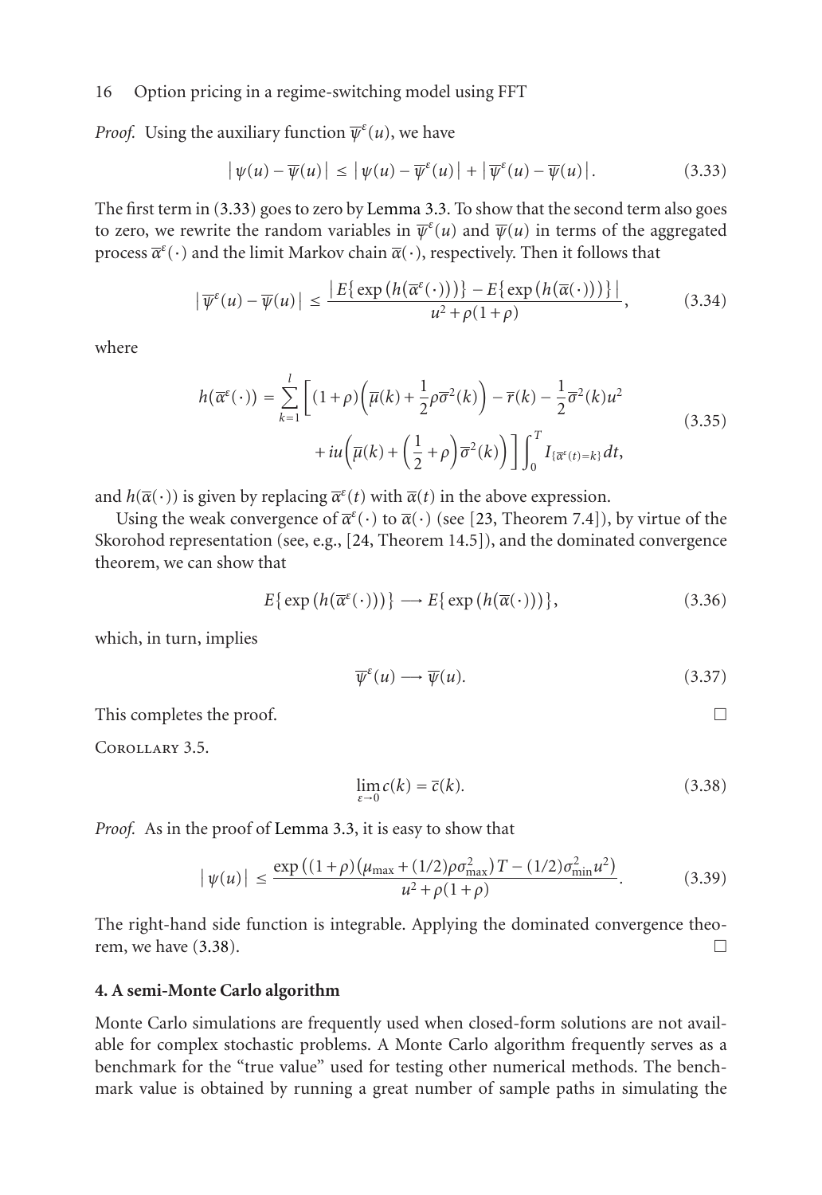*Proof.* Using the auxiliary function $\overline{\psi}^{\varepsilon}(u)$, we have

$$\left|\psi(u)-\overline{\psi}(u)\right| \le \left|\psi(u)-\overline{\psi}^{\varepsilon}(u)\right| + \left|\overline{\psi}^{\varepsilon}(u)-\overline{\psi}(u)\right|. \tag{3.33}$$

The first term in (3.33) goes to zero by Lemma 3.3. To show that the second term also goes to zero, we rewrite the random variables in $\overline{\psi}^{\varepsilon}(u)$ and $\overline{\psi}(u)$ in terms of the aggregated process $\overline{\alpha}^{\varepsilon}(\cdot)$ and the limit Markov chain $\overline{\alpha}(\cdot)$, respectively. Then it follows that

$$\left|\overline{\psi}^{\varepsilon}(u)-\overline{\psi}(u)\right| \le \frac{\left|E\{\exp(h(\overline{\alpha}^{\varepsilon}(\cdot)))\}-E\{\exp(h(\overline{\alpha}(\cdot)))\}\right|}{u^2+\rho(1+\rho)}, \tag{3.34}$$

where

$$\begin{aligned} h(\overline{\alpha}^{\varepsilon}(\cdot)) = \sum_{k=1}^{l}\bigg[&(1+\rho)\Big(\overline{\mu}(k)+\frac{1}{2}\rho\overline{\sigma}^2(k)\Big)-\overline{r}(k)-\frac{1}{2}\overline{\sigma}^2(k)u^2 \\ &+iu\Big(\overline{\mu}(k)+\Big(\frac{1}{2}+\rho\Big)\overline{\sigma}^2(k)\Big)\bigg]\int_0^T I_{\{\overline{\alpha}^{\varepsilon}(t)=k\}}\,dt, \end{aligned} \tag{3.35}$$

and $h(\overline{\alpha}(\cdot))$ is given by replacing $\overline{\alpha}^{\varepsilon}(t)$ with $\overline{\alpha}(t)$ in the above expression.

Using the weak convergence of $\overline{\alpha}^{\varepsilon}(\cdot)$ to $\overline{\alpha}(\cdot)$ (see [23, Theorem 7.4]), by virtue of the Skorohod representation (see, e.g., [24, Theorem 14.5]), and the dominated convergence theorem, we can show that

$$E\{\exp(h(\overline{\alpha}^{\varepsilon}(\cdot)))\} \longrightarrow E\{\exp(h(\overline{\alpha}(\cdot)))\}, \tag{3.36}$$

which, in turn, implies

$$\overline{\psi}^{\varepsilon}(u) \longrightarrow \overline{\psi}(u). \tag{3.37}$$

This completes the proof. □

Corollary 3.5.

$$\lim_{\varepsilon\to 0} c(k) = \overline{c}(k). \tag{3.38}$$

*Proof.* As in the proof of Lemma 3.3, it is easy to show that

$$\left|\psi(u)\right| \le \frac{\exp\left((1+\rho)\left(\mu_{\max}+(1/2)\rho\sigma_{\max}^2\right)T-(1/2)\sigma_{\min}^2u^2\right)}{u^2+\rho(1+\rho)}. \tag{3.39}$$

The right-hand side function is integrable. Applying the dominated convergence theorem, we have (3.38). □

## 4. A semi-Monte Carlo algorithm

Monte Carlo simulations are frequently used when closed-form solutions are not available for complex stochastic problems. A Monte Carlo algorithm frequently serves as a benchmark for the "true value" used for testing other numerical methods. The benchmark value is obtained by running a great number of sample paths in simulating the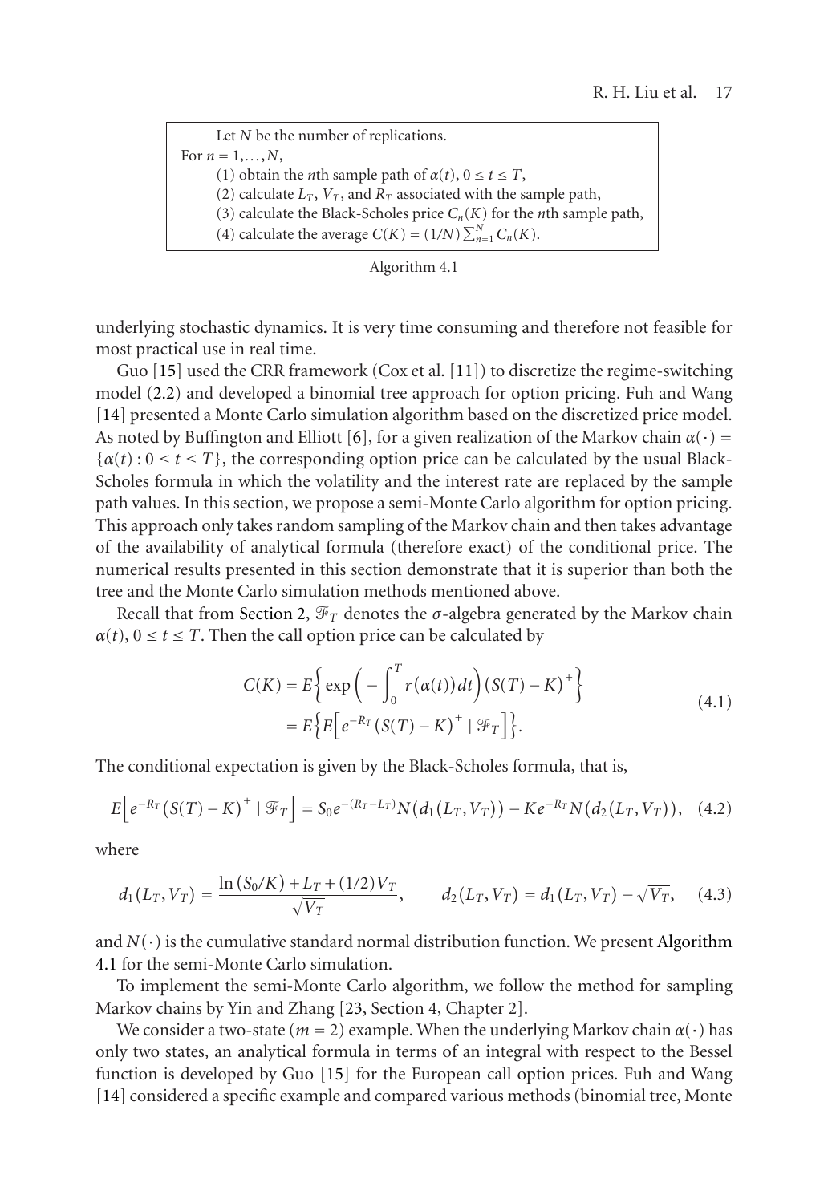```
Let N be the number of replications.
For n = 1,...,N,
    (1) obtain the nth sample path of α(t), 0 ≤ t ≤ T,
    (2) calculate L_T, V_T, and R_T associated with the sample path,
    (3) calculate the Black-Scholes price C_n(K) for the nth sample path,
    (4) calculate the average C(K) = (1/N) ∑_{n=1}^N C_n(K).
```

Algorithm 4.1

underlying stochastic dynamics. It is very time consuming and therefore not feasible for most practical use in real time.

Guo [15] used the CRR framework (Cox et al. [11]) to discretize the regime-switching model (2.2) and developed a binomial tree approach for option pricing. Fuh and Wang [14] presented a Monte Carlo simulation algorithm based on the discretized price model. As noted by Buffington and Elliott [6], for a given realization of the Markov chain $\alpha(\cdot) = \{\alpha(t) : 0 \leq t \leq T\}$, the corresponding option price can be calculated by the usual Black-Scholes formula in which the volatility and the interest rate are replaced by the sample path values. In this section, we propose a semi-Monte Carlo algorithm for option pricing. This approach only takes random sampling of the Markov chain and then takes advantage of the availability of analytical formula (therefore exact) of the conditional price. The numerical results presented in this section demonstrate that it is superior than both the tree and the Monte Carlo simulation methods mentioned above.

Recall that from Section 2, $\mathcal{F}_T$ denotes the $\sigma$-algebra generated by the Markov chain $\alpha(t)$, $0 \leq t \leq T$. Then the call option price can be calculated by

$$C(K) = E\left\{\exp\left(-\int_0^T r(\alpha(t))\,dt\right)(S(T)-K)^+\right\} = E\left\{E\left[e^{-R_T}(S(T)-K)^+ \mid \mathcal{F}_T\right]\right\}. \tag{4.1}$$

The conditional expectation is given by the Black-Scholes formula, that is,

$$E\left[e^{-R_T}(S(T)-K)^+ \mid \mathcal{F}_T\right] = S_0 e^{-(R_T - L_T)} N\left(d_1(L_T, V_T)\right) - K e^{-R_T} N\left(d_2(L_T, V_T)\right), \tag{4.2}$$

where

$$d_1(L_T, V_T) = \frac{\ln(S_0/K) + L_T + (1/2)V_T}{\sqrt{V_T}}, \qquad d_2(L_T, V_T) = d_1(L_T, V_T) - \sqrt{V_T}, \tag{4.3}$$

and $N(\cdot)$ is the cumulative standard normal distribution function. We present Algorithm 4.1 for the semi-Monte Carlo simulation.

To implement the semi-Monte Carlo algorithm, we follow the method for sampling Markov chains by Yin and Zhang [23, Section 4, Chapter 2].

We consider a two-state ($m = 2$) example. When the underlying Markov chain $\alpha(\cdot)$ has only two states, an analytical formula in terms of an integral with respect to the Bessel function is developed by Guo [15] for the European call option prices. Fuh and Wang [14] considered a specific example and compared various methods (binomial tree, Monte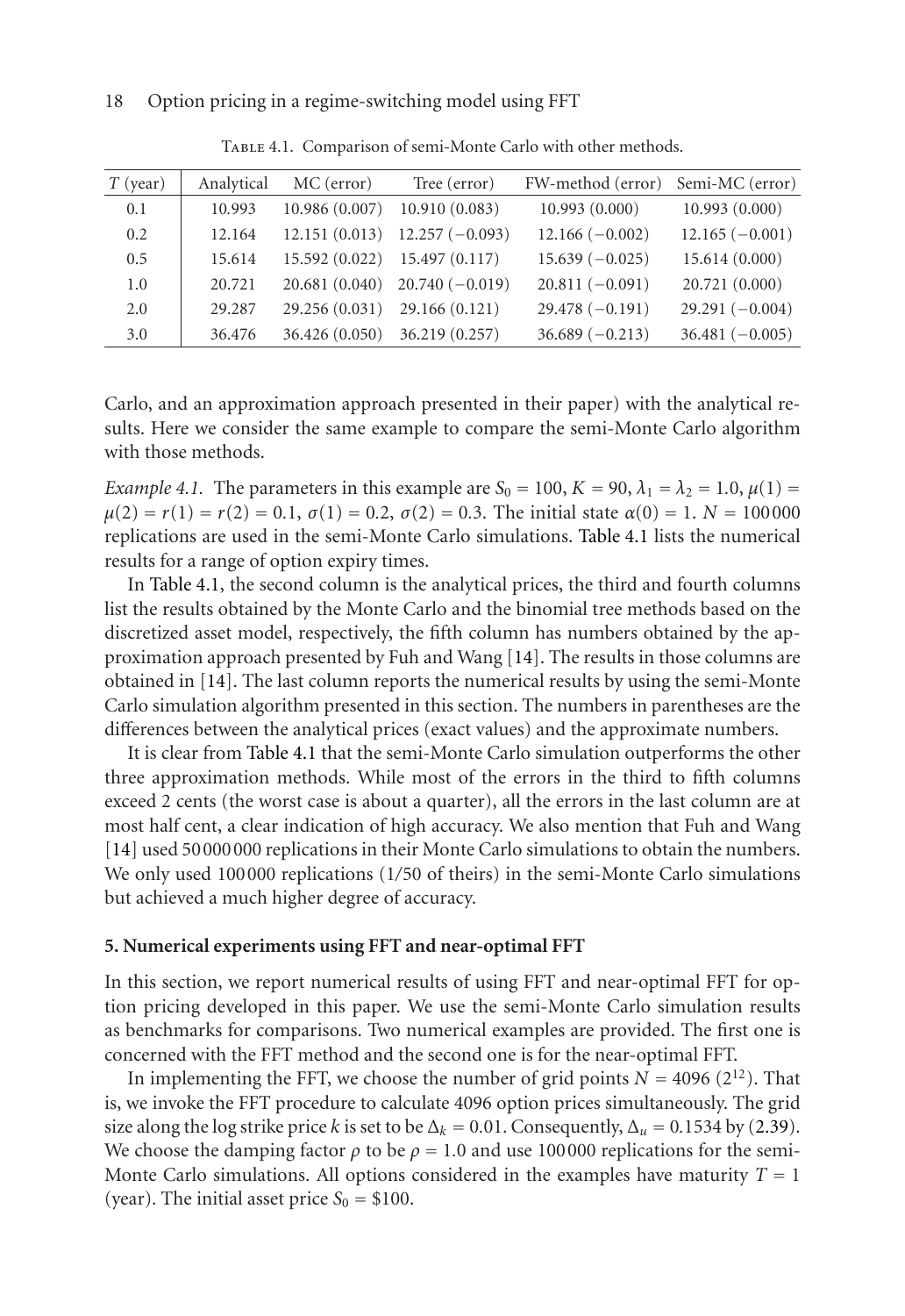Table 4.1. Comparison of semi-Monte Carlo with other methods.

| $T$ (year) | Analytical | MC (error) | Tree (error) | FW-method (error) | Semi-MC (error) |
|---|---|---|---|---|---|
| 0.1 | 10.993 | 10.986 (0.007) | 10.910 (0.083) | 10.993 (0.000) | 10.993 (0.000) |
| 0.2 | 12.164 | 12.151 (0.013) | 12.257 (−0.093) | 12.166 (−0.002) | 12.165 (−0.001) |
| 0.5 | 15.614 | 15.592 (0.022) | 15.497 (0.117) | 15.639 (−0.025) | 15.614 (0.000) |
| 1.0 | 20.721 | 20.681 (0.040) | 20.740 (−0.019) | 20.811 (−0.091) | 20.721 (0.000) |
| 2.0 | 29.287 | 29.256 (0.031) | 29.166 (0.121) | 29.478 (−0.191) | 29.291 (−0.004) |
| 3.0 | 36.476 | 36.426 (0.050) | 36.219 (0.257) | 36.689 (−0.213) | 36.481 (−0.005) |

Carlo, and an approximation approach presented in their paper) with the analytical results. Here we consider the same example to compare the semi-Monte Carlo algorithm with those methods.

*Example 4.1.* The parameters in this example are $S_0 = 100$, $K = 90$, $\lambda_1 = \lambda_2 = 1.0$, $\mu(1) = \mu(2) = r(1) = r(2) = 0.1$, $\sigma(1) = 0.2$, $\sigma(2) = 0.3$. The initial state $\alpha(0) = 1$. $N = 100000$ replications are used in the semi-Monte Carlo simulations. Table 4.1 lists the numerical results for a range of option expiry times.

In Table 4.1, the second column is the analytical prices, the third and fourth columns list the results obtained by the Monte Carlo and the binomial tree methods based on the discretized asset model, respectively, the fifth column has numbers obtained by the approximation approach presented by Fuh and Wang [14]. The results in those columns are obtained in [14]. The last column reports the numerical results by using the semi-Monte Carlo simulation algorithm presented in this section. The numbers in parentheses are the differences between the analytical prices (exact values) and the approximate numbers.

It is clear from Table 4.1 that the semi-Monte Carlo simulation outperforms the other three approximation methods. While most of the errors in the third to fifth columns exceed 2 cents (the worst case is about a quarter), all the errors in the last column are at most half cent, a clear indication of high accuracy. We also mention that Fuh and Wang [14] used 50000000 replications in their Monte Carlo simulations to obtain the numbers. We only used 100000 replications (1/50 of theirs) in the semi-Monte Carlo simulations but achieved a much higher degree of accuracy.

## 5. Numerical experiments using FFT and near-optimal FFT

In this section, we report numerical results of using FFT and near-optimal FFT for option pricing developed in this paper. We use the semi-Monte Carlo simulation results as benchmarks for comparisons. Two numerical examples are provided. The first one is concerned with the FFT method and the second one is for the near-optimal FFT.

In implementing the FFT, we choose the number of grid points $N = 4096$ ($2^{12}$). That is, we invoke the FFT procedure to calculate 4096 option prices simultaneously. The grid size along the log strike price $k$ is set to be $\Delta_k = 0.01$. Consequently, $\Delta_u = 0.1534$ by (2.39). We choose the damping factor $\rho$ to be $\rho = 1.0$ and use 100000 replications for the semi-Monte Carlo simulations. All options considered in the examples have maturity $T = 1$ (year). The initial asset price $S_0 = \$100$.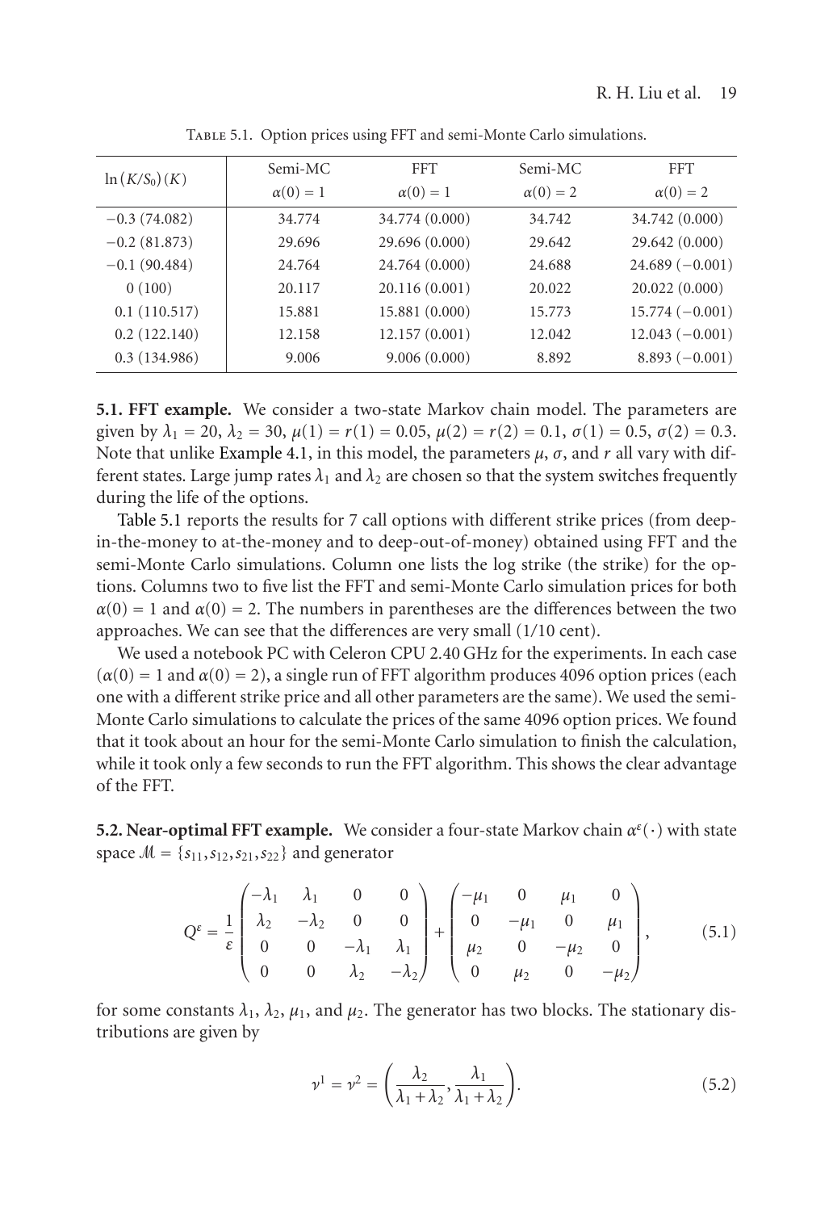Table 5.1. Option prices using FFT and semi-Monte Carlo simulations.

| $\ln(K/S_0)\,(K)$ | Semi-MC $\alpha(0)=1$ | FFT $\alpha(0)=1$ | Semi-MC $\alpha(0)=2$ | FFT $\alpha(0)=2$ |
|---|---|---|---|---|
| −0.3 (74.082) | 34.774 | 34.774 (0.000) | 34.742 | 34.742 (0.000) |
| −0.2 (81.873) | 29.696 | 29.696 (0.000) | 29.642 | 29.642 (0.000) |
| −0.1 (90.484) | 24.764 | 24.764 (0.000) | 24.688 | 24.689 (−0.001) |
| 0 (100) | 20.117 | 20.116 (0.001) | 20.022 | 20.022 (0.000) |
| 0.1 (110.517) | 15.881 | 15.881 (0.000) | 15.773 | 15.774 (−0.001) |
| 0.2 (122.140) | 12.158 | 12.157 (0.001) | 12.042 | 12.043 (−0.001) |
| 0.3 (134.986) | 9.006 | 9.006 (0.000) | 8.892 | 8.893 (−0.001) |

**5.1. FFT example.** We consider a two-state Markov chain model. The parameters are given by $\lambda_1 = 20$, $\lambda_2 = 30$, $\mu(1) = r(1) = 0.05$, $\mu(2) = r(2) = 0.1$, $\sigma(1) = 0.5$, $\sigma(2) = 0.3$. Note that unlike Example 4.1, in this model, the parameters $\mu$, $\sigma$, and $r$ all vary with different states. Large jump rates $\lambda_1$ and $\lambda_2$ are chosen so that the system switches frequently during the life of the options.

Table 5.1 reports the results for 7 call options with different strike prices (from deep-in-the-money to at-the-money and to deep-out-of-money) obtained using FFT and the semi-Monte Carlo simulations. Column one lists the log strike (the strike) for the options. Columns two to five list the FFT and semi-Monte Carlo simulation prices for both $\alpha(0) = 1$ and $\alpha(0) = 2$. The numbers in parentheses are the differences between the two approaches. We can see that the differences are very small (1/10 cent).

We used a notebook PC with Celeron CPU 2.40 GHz for the experiments. In each case ($\alpha(0) = 1$ and $\alpha(0) = 2$), a single run of FFT algorithm produces 4096 option prices (each one with a different strike price and all other parameters are the same). We used the semi-Monte Carlo simulations to calculate the prices of the same 4096 option prices. We found that it took about an hour for the semi-Monte Carlo simulation to finish the calculation, while it took only a few seconds to run the FFT algorithm. This shows the clear advantage of the FFT.

**5.2. Near-optimal FFT example.** We consider a four-state Markov chain $\alpha^\varepsilon(\cdot)$ with state space $\mathcal{M} = \{s_{11}, s_{12}, s_{21}, s_{22}\}$ and generator

$$Q^\varepsilon = \frac{1}{\varepsilon}\begin{pmatrix} -\lambda_1 & \lambda_1 & 0 & 0 \\ \lambda_2 & -\lambda_2 & 0 & 0 \\ 0 & 0 & -\lambda_1 & \lambda_1 \\ 0 & 0 & \lambda_2 & -\lambda_2 \end{pmatrix} + \begin{pmatrix} -\mu_1 & 0 & \mu_1 & 0 \\ 0 & -\mu_1 & 0 & \mu_1 \\ \mu_2 & 0 & -\mu_2 & 0 \\ 0 & \mu_2 & 0 & -\mu_2 \end{pmatrix}, \tag{5.1}$$

for some constants $\lambda_1$, $\lambda_2$, $\mu_1$, and $\mu_2$. The generator has two blocks. The stationary distributions are given by

$$\nu^1 = \nu^2 = \left(\frac{\lambda_2}{\lambda_1 + \lambda_2}, \frac{\lambda_1}{\lambda_1 + \lambda_2}\right). \tag{5.2}$$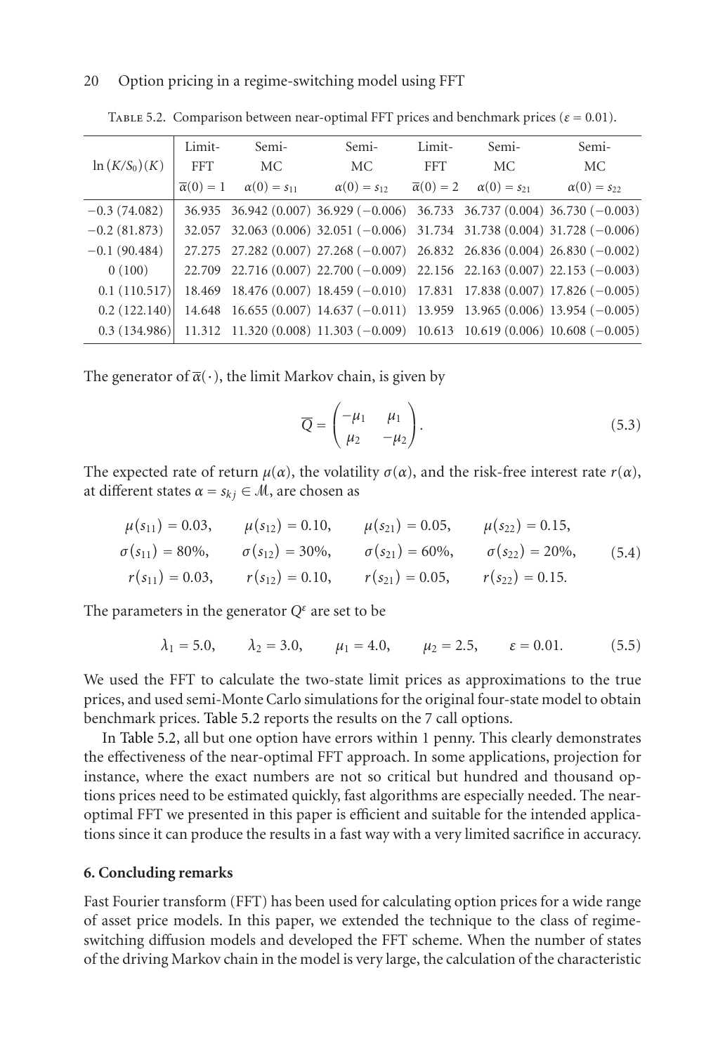Table 5.2. Comparison between near-optimal FFT prices and benchmark prices ($\varepsilon = 0.01$).

| $\ln(K/S_0)(K)$ | Limit-FFT $\overline{\alpha}(0) = 1$ | Semi-MC $\alpha(0) = s_{11}$ | Semi-MC $\alpha(0) = s_{12}$ | Limit-FFT $\overline{\alpha}(0) = 2$ | Semi-MC $\alpha(0) = s_{21}$ | Semi-MC $\alpha(0) = s_{22}$ |
|---|---|---|---|---|---|---|
| −0.3 (74.082) | 36.935 | 36.942 (0.007) | 36.929 (−0.006) | 36.733 | 36.737 (0.004) | 36.730 (−0.003) |
| −0.2 (81.873) | 32.057 | 32.063 (0.006) | 32.051 (−0.006) | 31.734 | 31.738 (0.004) | 31.728 (−0.006) |
| −0.1 (90.484) | 27.275 | 27.282 (0.007) | 27.268 (−0.007) | 26.832 | 26.836 (0.004) | 26.830 (−0.002) |
| 0 (100) | 22.709 | 22.716 (0.007) | 22.700 (−0.009) | 22.156 | 22.163 (0.007) | 22.153 (−0.003) |
| 0.1 (110.517) | 18.469 | 18.476 (0.007) | 18.459 (−0.010) | 17.831 | 17.838 (0.007) | 17.826 (−0.005) |
| 0.2 (122.140) | 14.648 | 16.655 (0.007) | 14.637 (−0.011) | 13.959 | 13.965 (0.006) | 13.954 (−0.005) |
| 0.3 (134.986) | 11.312 | 11.320 (0.008) | 11.303 (−0.009) | 10.613 | 10.619 (0.006) | 10.608 (−0.005) |

The generator of $\overline{\alpha}(\cdot)$, the limit Markov chain, is given by

$$\overline{Q} = \begin{pmatrix} -\mu_1 & \mu_1 \\ \mu_2 & -\mu_2 \end{pmatrix}. \tag{5.3}$$

The expected rate of return $\mu(\alpha)$, the volatility $\sigma(\alpha)$, and the risk-free interest rate $r(\alpha)$, at different states $\alpha = s_{kj} \in \mathcal{M}$, are chosen as

$$\begin{aligned} \mu(s_{11}) &= 0.03, & \mu(s_{12}) &= 0.10, & \mu(s_{21}) &= 0.05, & \mu(s_{22}) &= 0.15, \\ \sigma(s_{11}) &= 80\%, & \sigma(s_{12}) &= 30\%, & \sigma(s_{21}) &= 60\%, & \sigma(s_{22}) &= 20\%, \\ r(s_{11}) &= 0.03, & r(s_{12}) &= 0.10, & r(s_{21}) &= 0.05, & r(s_{22}) &= 0.15. \end{aligned} \tag{5.4}$$

The parameters in the generator $Q^\varepsilon$ are set to be

$$\lambda_1 = 5.0, \qquad \lambda_2 = 3.0, \qquad \mu_1 = 4.0, \qquad \mu_2 = 2.5, \qquad \varepsilon = 0.01. \tag{5.5}$$

We used the FFT to calculate the two-state limit prices as approximations to the true prices, and used semi-Monte Carlo simulations for the original four-state model to obtain benchmark prices. Table 5.2 reports the results on the 7 call options.

In Table 5.2, all but one option have errors within 1 penny. This clearly demonstrates the effectiveness of the near-optimal FFT approach. In some applications, projection for instance, where the exact numbers are not so critical but hundred and thousand options prices need to be estimated quickly, fast algorithms are especially needed. The near-optimal FFT we presented in this paper is efficient and suitable for the intended applications since it can produce the results in a fast way with a very limited sacrifice in accuracy.

## 6. Concluding remarks

Fast Fourier transform (FFT) has been used for calculating option prices for a wide range of asset price models. In this paper, we extended the technique to the class of regime-switching diffusion models and developed the FFT scheme. When the number of states of the driving Markov chain in the model is very large, the calculation of the characteristic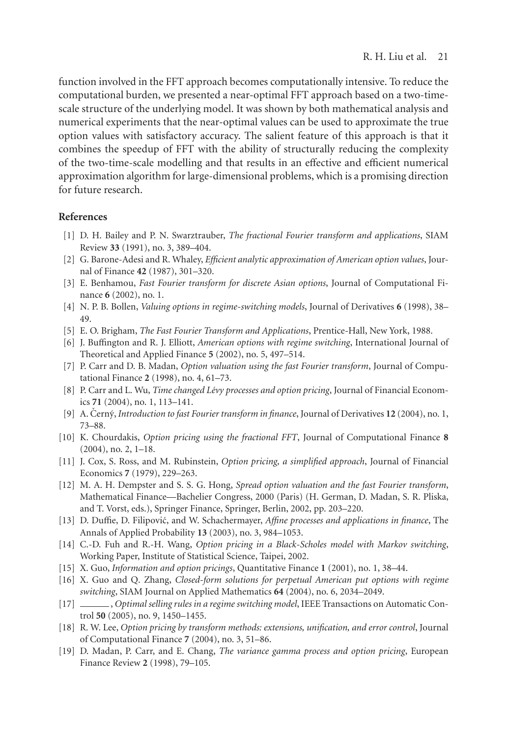function involved in the FFT approach becomes computationally intensive. To reduce the computational burden, we presented a near-optimal FFT approach based on a two-time-scale structure of the underlying model. It was shown by both mathematical analysis and numerical experiments that the near-optimal values can be used to approximate the true option values with satisfactory accuracy. The salient feature of this approach is that it combines the speedup of FFT with the ability of structurally reducing the complexity of the two-time-scale modelling and that results in an effective and efficient numerical approximation algorithm for large-dimensional problems, which is a promising direction for future research.

## References

[1] D. H. Bailey and P. N. Swarztrauber, *The fractional Fourier transform and applications*, SIAM Review **33** (1991), no. 3, 389–404.

[2] G. Barone-Adesi and R. Whaley, *Efficient analytic approximation of American option values*, Journal of Finance **42** (1987), 301–320.

[3] E. Benhamou, *Fast Fourier transform for discrete Asian options*, Journal of Computational Finance **6** (2002), no. 1.

[4] N. P. B. Bollen, *Valuing options in regime-switching models*, Journal of Derivatives **6** (1998), 38–49.

[5] E. O. Brigham, *The Fast Fourier Transform and Applications*, Prentice-Hall, New York, 1988.

[6] J. Buffington and R. J. Elliott, *American options with regime switching*, International Journal of Theoretical and Applied Finance **5** (2002), no. 5, 497–514.

[7] P. Carr and D. B. Madan, *Option valuation using the fast Fourier transform*, Journal of Computational Finance **2** (1998), no. 4, 61–73.

[8] P. Carr and L. Wu, *Time changed Lévy processes and option pricing*, Journal of Financial Economics **71** (2004), no. 1, 113–141.

[9] A. Černý, *Introduction to fast Fourier transform in finance*, Journal of Derivatives **12** (2004), no. 1, 73–88.

[10] K. Chourdakis, *Option pricing using the fractional FFT*, Journal of Computational Finance **8** (2004), no. 2, 1–18.

[11] J. Cox, S. Ross, and M. Rubinstein, *Option pricing, a simplified approach*, Journal of Financial Economics **7** (1979), 229–263.

[12] M. A. H. Dempster and S. S. G. Hong, *Spread option valuation and the fast Fourier transform*, Mathematical Finance—Bachelier Congress, 2000 (Paris) (H. German, D. Madan, S. R. Pliska, and T. Vorst, eds.), Springer Finance, Springer, Berlin, 2002, pp. 203–220.

[13] D. Duffie, D. Filipović, and W. Schachermayer, *Affine processes and applications in finance*, The Annals of Applied Probability **13** (2003), no. 3, 984–1053.

[14] C.-D. Fuh and R.-H. Wang, *Option pricing in a Black-Scholes model with Markov switching*, Working Paper, Institute of Statistical Science, Taipei, 2002.

[15] X. Guo, *Information and option pricings*, Quantitative Finance **1** (2001), no. 1, 38–44.

[16] X. Guo and Q. Zhang, *Closed-form solutions for perpetual American put options with regime switching*, SIAM Journal on Applied Mathematics **64** (2004), no. 6, 2034–2049.

[17] ———, *Optimal selling rules in a regime switching model*, IEEE Transactions on Automatic Control **50** (2005), no. 9, 1450–1455.

[18] R. W. Lee, *Option pricing by transform methods: extensions, unification, and error control*, Journal of Computational Finance **7** (2004), no. 3, 51–86.

[19] D. Madan, P. Carr, and E. Chang, *The variance gamma process and option pricing*, European Finance Review **2** (1998), 79–105.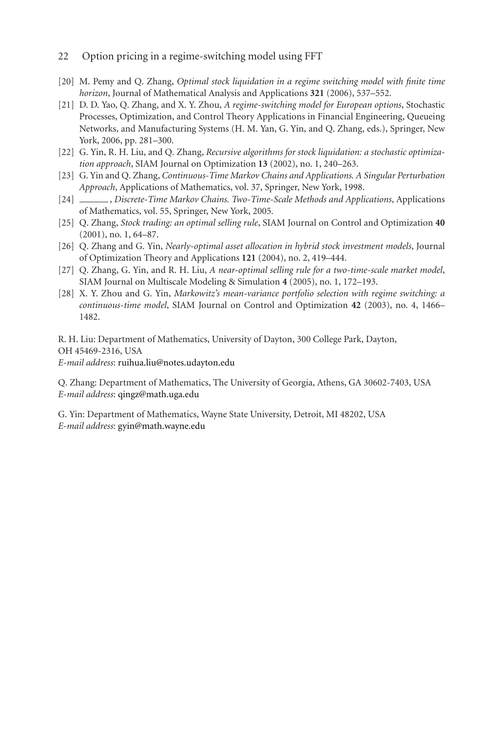[20] M. Pemy and Q. Zhang, *Optimal stock liquidation in a regime switching model with finite time horizon*, Journal of Mathematical Analysis and Applications **321** (2006), 537–552.

[21] D. D. Yao, Q. Zhang, and X. Y. Zhou, *A regime-switching model for European options*, Stochastic Processes, Optimization, and Control Theory Applications in Financial Engineering, Queueing Networks, and Manufacturing Systems (H. M. Yan, G. Yin, and Q. Zhang, eds.), Springer, New York, 2006, pp. 281–300.

[22] G. Yin, R. H. Liu, and Q. Zhang, *Recursive algorithms for stock liquidation: a stochastic optimization approach*, SIAM Journal on Optimization **13** (2002), no. 1, 240–263.

[23] G. Yin and Q. Zhang, *Continuous-Time Markov Chains and Applications. A Singular Perturbation Approach*, Applications of Mathematics, vol. 37, Springer, New York, 1998.

[24] ______ , *Discrete-Time Markov Chains. Two-Time-Scale Methods and Applications*, Applications of Mathematics, vol. 55, Springer, New York, 2005.

[25] Q. Zhang, *Stock trading: an optimal selling rule*, SIAM Journal on Control and Optimization **40** (2001), no. 1, 64–87.

[26] Q. Zhang and G. Yin, *Nearly-optimal asset allocation in hybrid stock investment models*, Journal of Optimization Theory and Applications **121** (2004), no. 2, 419–444.

[27] Q. Zhang, G. Yin, and R. H. Liu, *A near-optimal selling rule for a two-time-scale market model*, SIAM Journal on Multiscale Modeling & Simulation **4** (2005), no. 1, 172–193.

[28] X. Y. Zhou and G. Yin, *Markowitz's mean-variance portfolio selection with regime switching: a continuous-time model*, SIAM Journal on Control and Optimization **42** (2003), no. 4, 1466–1482.

R. H. Liu: Department of Mathematics, University of Dayton, 300 College Park, Dayton, OH 45469-2316, USA
*E-mail address*: ruihua.liu@notes.udayton.edu

Q. Zhang: Department of Mathematics, The University of Georgia, Athens, GA 30602-7403, USA
*E-mail address*: qingz@math.uga.edu

G. Yin: Department of Mathematics, Wayne State University, Detroit, MI 48202, USA
*E-mail address*: gyin@math.wayne.edu